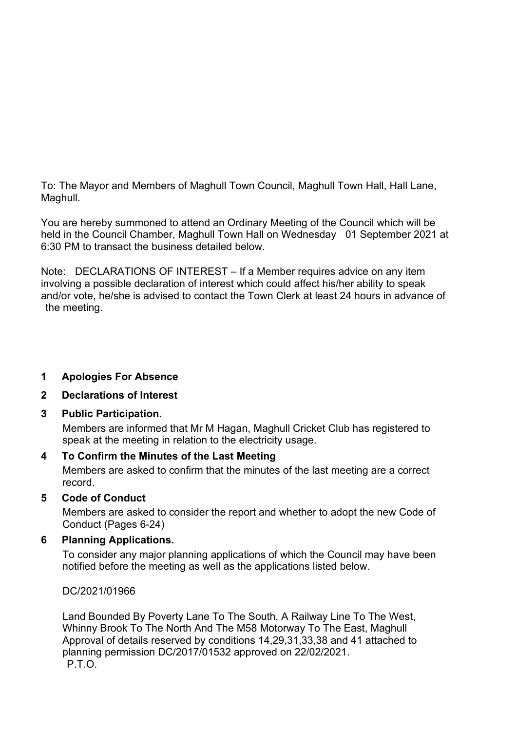To: The Mayor and Members of Maghull Town Council, Maghull Town Hall, Hall Lane, Maghull.

You are hereby summoned to attend an Ordinary Meeting of the Council which will be held in the Council Chamber, Maghull Town Hall on Wednesday 01 September 2021 at 6:30 PM to transact the business detailed below.

Note: DECLARATIONS OF INTEREST – If a Member requires advice on any item involving a possible declaration of interest which could affect his/her ability to speak and/or vote, he/she is advised to contact the Town Clerk at least 24 hours in advance of the meeting.

**1 Apologies For Absence**

**2 Declarations of Interest**

**3 Public Participation.**

Members are informed that Mr M Hagan, Maghull Cricket Club has registered to speak at the meeting in relation to the electricity usage.

**4 To Confirm the Minutes of the Last Meeting**

Members are asked to confirm that the minutes of the last meeting are a correct record.

**5 Code of Conduct**

Members are asked to consider the report and whether to adopt the new Code of Conduct (Pages 6-24)

**6 Planning Applications.**

To consider any major planning applications of which the Council may have been notified before the meeting as well as the applications listed below.

DC/2021/01966

Land Bounded By Poverty Lane To The South, A Railway Line To The West, Whinny Brook To The North And The M58 Motorway To The East, Maghull
Approval of details reserved by conditions 14,29,31,33,38 and 41 attached to planning permission DC/2017/01532 approved on 22/02/2021.

P.T.O.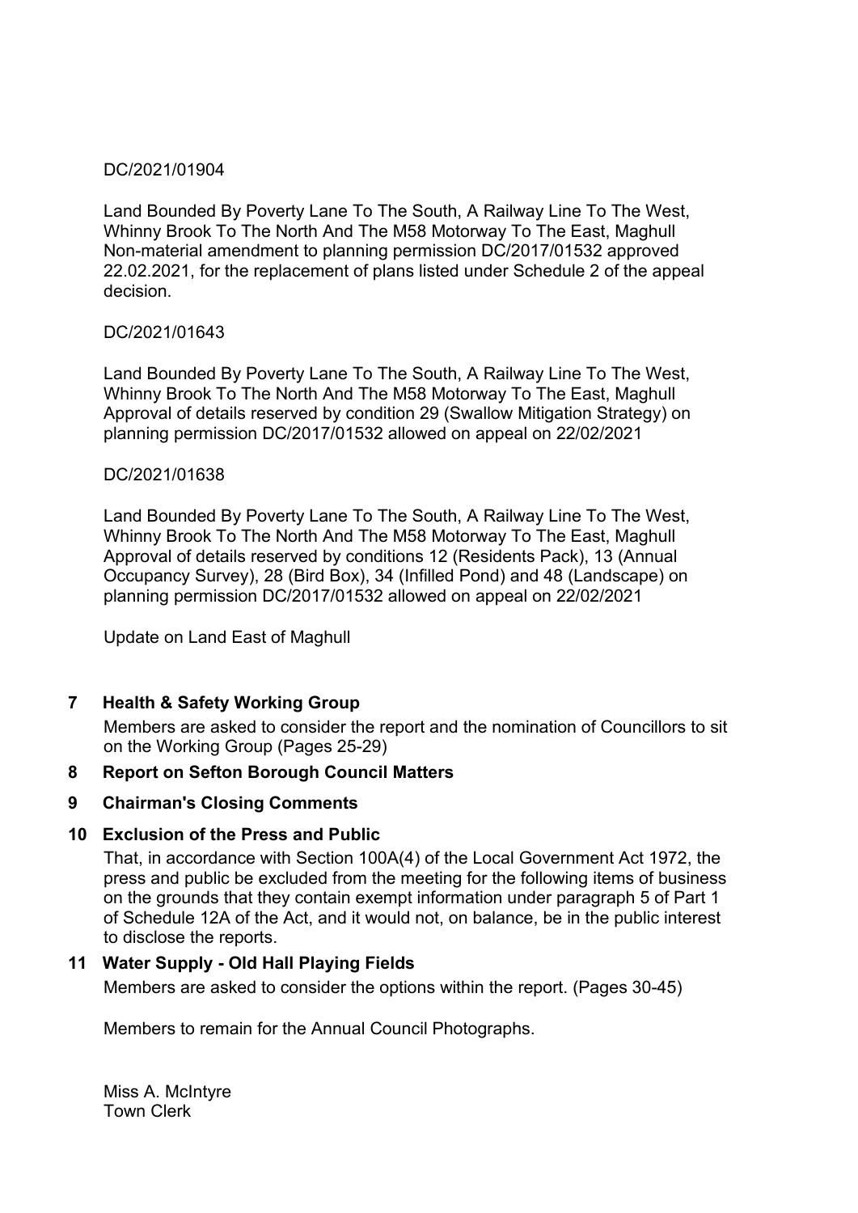DC/2021/01904

Land Bounded By Poverty Lane To The South, A Railway Line To The West, Whinny Brook To The North And The M58 Motorway To The East, Maghull
Non-material amendment to planning permission DC/2017/01532 approved 22.02.2021, for the replacement of plans listed under Schedule 2 of the appeal decision.

DC/2021/01643

Land Bounded By Poverty Lane To The South, A Railway Line To The West, Whinny Brook To The North And The M58 Motorway To The East, Maghull
Approval of details reserved by condition 29 (Swallow Mitigation Strategy) on planning permission DC/2017/01532 allowed on appeal on 22/02/2021

DC/2021/01638

Land Bounded By Poverty Lane To The South, A Railway Line To The West, Whinny Brook To The North And The M58 Motorway To The East, Maghull
Approval of details reserved by conditions 12 (Residents Pack), 13 (Annual Occupancy Survey), 28 (Bird Box), 34 (Infilled Pond) and 48 (Landscape) on planning permission DC/2017/01532 allowed on appeal on 22/02/2021

Update on Land East of Maghull

**7 Health & Safety Working Group**

Members are asked to consider the report and the nomination of Councillors to sit on the Working Group (Pages 25-29)

**8 Report on Sefton Borough Council Matters**

**9 Chairman's Closing Comments**

**10 Exclusion of the Press and Public**

That, in accordance with Section 100A(4) of the Local Government Act 1972, the press and public be excluded from the meeting for the following items of business on the grounds that they contain exempt information under paragraph 5 of Part 1 of Schedule 12A of the Act, and it would not, on balance, be in the public interest to disclose the reports.

**11 Water Supply - Old Hall Playing Fields**

Members are asked to consider the options within the report. (Pages 30-45)

Members to remain for the Annual Council Photographs.

Miss A. McIntyre
Town Clerk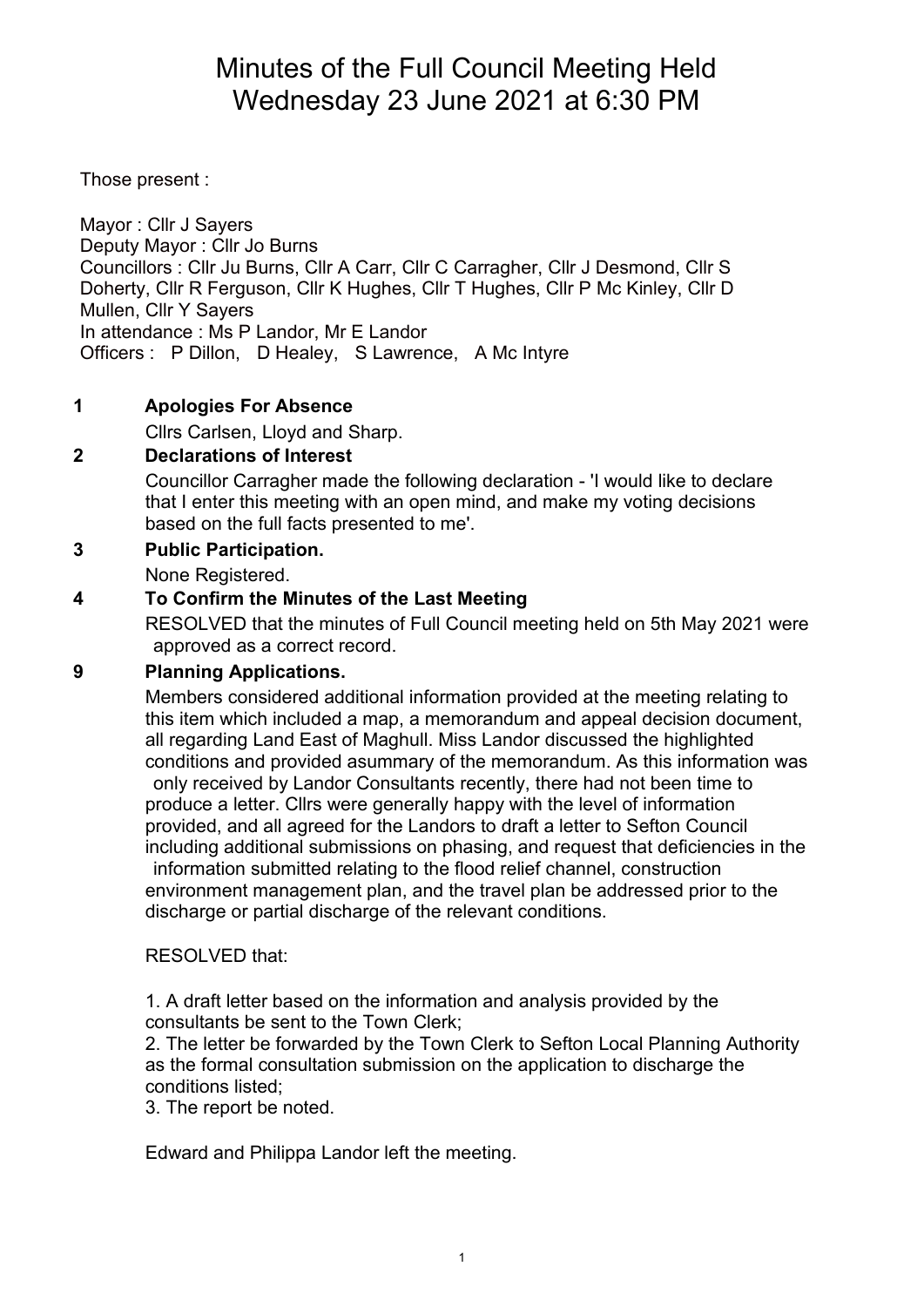# Minutes of the Full Council Meeting Held Wednesday 23 June 2021 at 6:30 PM

Those present :

Mayor : Cllr J Sayers
Deputy Mayor : Cllr Jo Burns
Councillors : Cllr Ju Burns, Cllr A Carr, Cllr C Carragher, Cllr J Desmond, Cllr S Doherty, Cllr R Ferguson, Cllr K Hughes, Cllr T Hughes, Cllr P Mc Kinley, Cllr D Mullen, Cllr Y Sayers
In attendance : Ms P Landor, Mr E Landor
Officers : P Dillon, D Healey, S Lawrence, A Mc Intyre

**1 Apologies For Absence**

Cllrs Carlsen, Lloyd and Sharp.

**2 Declarations of Interest**

Councillor Carragher made the following declaration - 'I would like to declare that I enter this meeting with an open mind, and make my voting decisions based on the full facts presented to me'.

**3 Public Participation.**

None Registered.

**4 To Confirm the Minutes of the Last Meeting**

RESOLVED that the minutes of Full Council meeting held on 5th May 2021 were approved as a correct record.

**9 Planning Applications.**

Members considered additional information provided at the meeting relating to this item which included a map, a memorandum and appeal decision document, all regarding Land East of Maghull. Miss Landor discussed the highlighted conditions and provided asummary of the memorandum. As this information was only received by Landor Consultants recently, there had not been time to produce a letter. Cllrs were generally happy with the level of information provided, and all agreed for the Landors to draft a letter to Sefton Council including additional submissions on phasing, and request that deficiencies in the information submitted relating to the flood relief channel, construction environment management plan, and the travel plan be addressed prior to the discharge or partial discharge of the relevant conditions.

RESOLVED that:

1. A draft letter based on the information and analysis provided by the consultants be sent to the Town Clerk;
2. The letter be forwarded by the Town Clerk to Sefton Local Planning Authority as the formal consultation submission on the application to discharge the conditions listed;
3. The report be noted.

Edward and Philippa Landor left the meeting.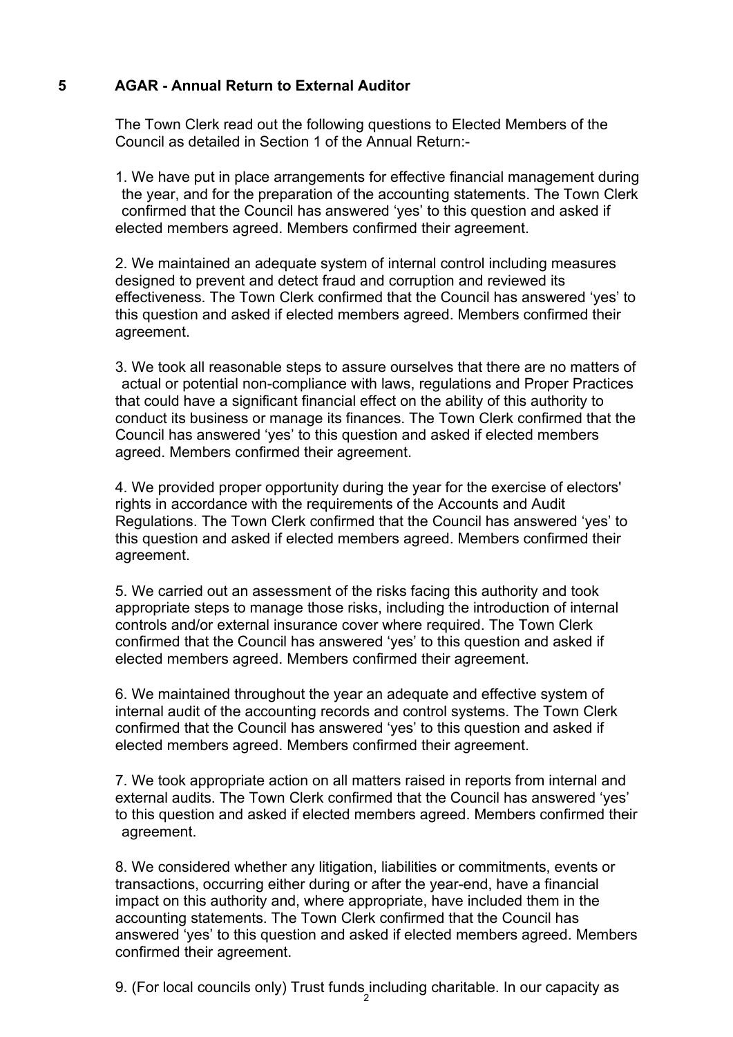## 5 AGAR - Annual Return to External Auditor

The Town Clerk read out the following questions to Elected Members of the Council as detailed in Section 1 of the Annual Return:-

1. We have put in place arrangements for effective financial management during the year, and for the preparation of the accounting statements. The Town Clerk confirmed that the Council has answered 'yes' to this question and asked if elected members agreed. Members confirmed their agreement.

2. We maintained an adequate system of internal control including measures designed to prevent and detect fraud and corruption and reviewed its effectiveness. The Town Clerk confirmed that the Council has answered 'yes' to this question and asked if elected members agreed. Members confirmed their agreement.

3. We took all reasonable steps to assure ourselves that there are no matters of actual or potential non-compliance with laws, regulations and Proper Practices that could have a significant financial effect on the ability of this authority to conduct its business or manage its finances. The Town Clerk confirmed that the Council has answered 'yes' to this question and asked if elected members agreed. Members confirmed their agreement.

4. We provided proper opportunity during the year for the exercise of electors' rights in accordance with the requirements of the Accounts and Audit Regulations. The Town Clerk confirmed that the Council has answered 'yes' to this question and asked if elected members agreed. Members confirmed their agreement.

5. We carried out an assessment of the risks facing this authority and took appropriate steps to manage those risks, including the introduction of internal controls and/or external insurance cover where required. The Town Clerk confirmed that the Council has answered 'yes' to this question and asked if elected members agreed. Members confirmed their agreement.

6. We maintained throughout the year an adequate and effective system of internal audit of the accounting records and control systems. The Town Clerk confirmed that the Council has answered 'yes' to this question and asked if elected members agreed. Members confirmed their agreement.

7. We took appropriate action on all matters raised in reports from internal and external audits. The Town Clerk confirmed that the Council has answered 'yes' to this question and asked if elected members agreed. Members confirmed their agreement.

8. We considered whether any litigation, liabilities or commitments, events or transactions, occurring either during or after the year-end, have a financial impact on this authority and, where appropriate, have included them in the accounting statements. The Town Clerk confirmed that the Council has answered 'yes' to this question and asked if elected members agreed. Members confirmed their agreement.

9. (For local councils only) Trust funds including charitable. In our capacity as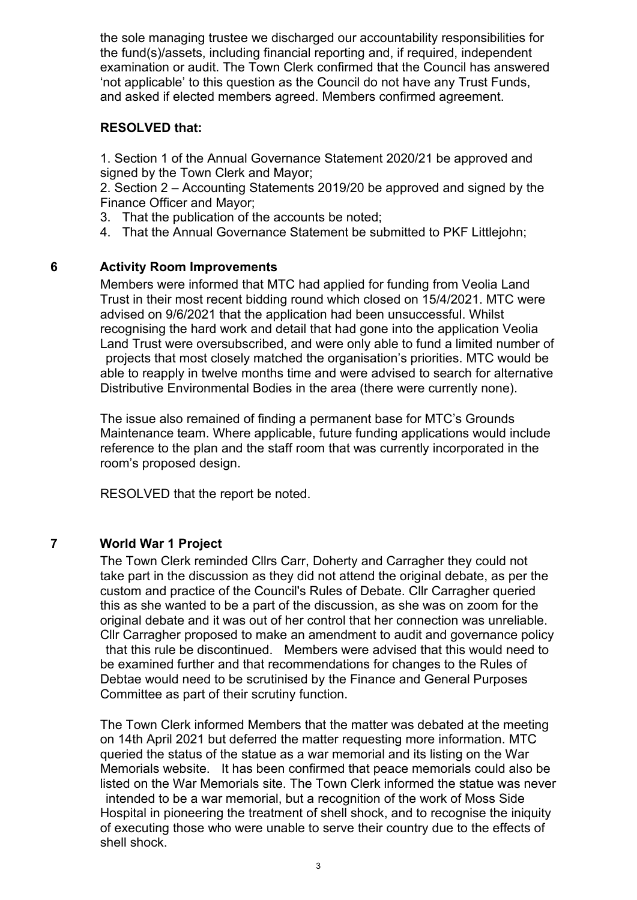the sole managing trustee we discharged our accountability responsibilities for the fund(s)/assets, including financial reporting and, if required, independent examination or audit. The Town Clerk confirmed that the Council has answered 'not applicable' to this question as the Council do not have any Trust Funds, and asked if elected members agreed. Members confirmed agreement.

**RESOLVED that:**

1. Section 1 of the Annual Governance Statement 2020/21 be approved and signed by the Town Clerk and Mayor;
2. Section 2 – Accounting Statements 2019/20 be approved and signed by the Finance Officer and Mayor;
3. That the publication of the accounts be noted;
4. That the Annual Governance Statement be submitted to PKF Littlejohn;

## 6 Activity Room Improvements

Members were informed that MTC had applied for funding from Veolia Land Trust in their most recent bidding round which closed on 15/4/2021. MTC were advised on 9/6/2021 that the application had been unsuccessful. Whilst recognising the hard work and detail that had gone into the application Veolia Land Trust were oversubscribed, and were only able to fund a limited number of projects that most closely matched the organisation's priorities. MTC would be able to reapply in twelve months time and were advised to search for alternative Distributive Environmental Bodies in the area (there were currently none).

The issue also remained of finding a permanent base for MTC's Grounds Maintenance team. Where applicable, future funding applications would include reference to the plan and the staff room that was currently incorporated in the room's proposed design.

RESOLVED that the report be noted.

## 7 World War 1 Project

The Town Clerk reminded Cllrs Carr, Doherty and Carragher they could not take part in the discussion as they did not attend the original debate, as per the custom and practice of the Council's Rules of Debate. Cllr Carragher queried this as she wanted to be a part of the discussion, as she was on zoom for the original debate and it was out of her control that her connection was unreliable. Cllr Carragher proposed to make an amendment to audit and governance policy that this rule be discontinued. Members were advised that this would need to be examined further and that recommendations for changes to the Rules of Debtae would need to be scrutinised by the Finance and General Purposes Committee as part of their scrutiny function.

The Town Clerk informed Members that the matter was debated at the meeting on 14th April 2021 but deferred the matter requesting more information. MTC queried the status of the statue as a war memorial and its listing on the War Memorials website. It has been confirmed that peace memorials could also be listed on the War Memorials site. The Town Clerk informed the statue was never intended to be a war memorial, but a recognition of the work of Moss Side Hospital in pioneering the treatment of shell shock, and to recognise the iniquity of executing those who were unable to serve their country due to the effects of shell shock.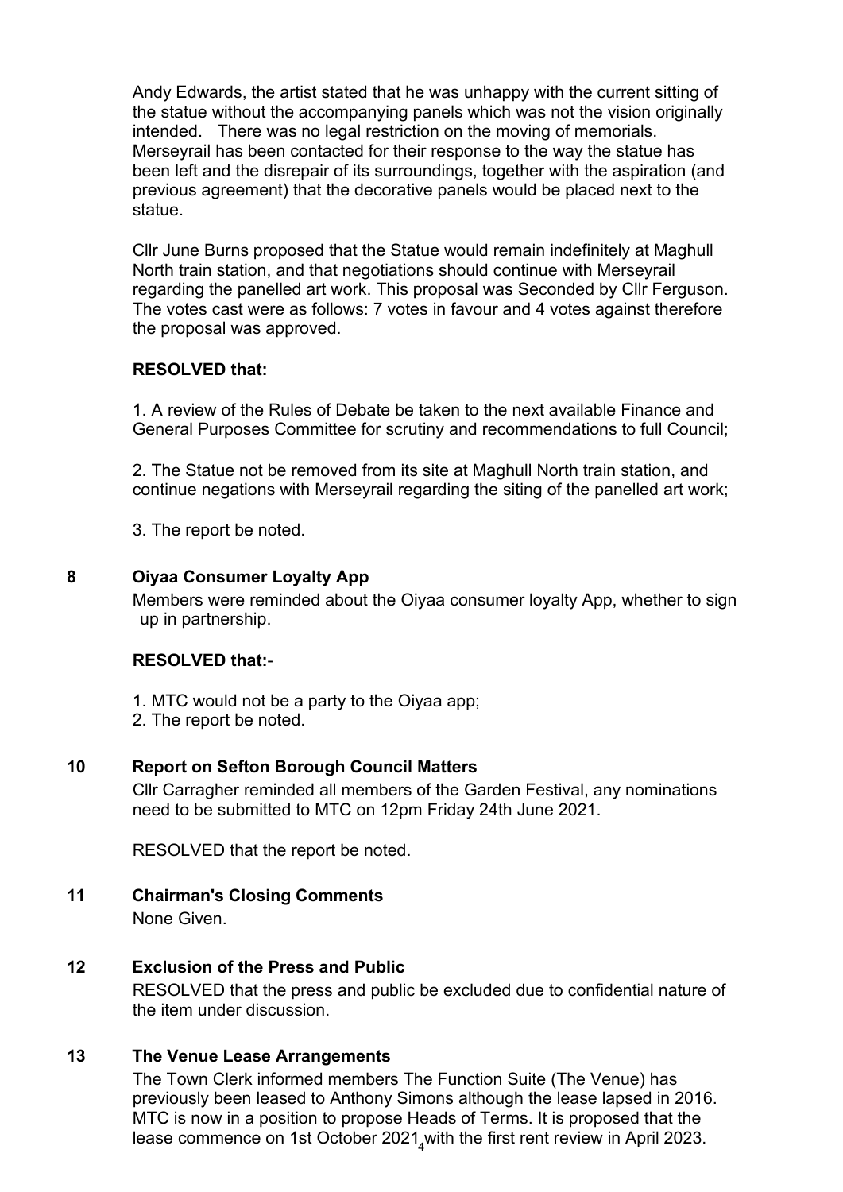Andy Edwards, the artist stated that he was unhappy with the current sitting of the statue without the accompanying panels which was not the vision originally intended. There was no legal restriction on the moving of memorials. Merseyrail has been contacted for their response to the way the statue has been left and the disrepair of its surroundings, together with the aspiration (and previous agreement) that the decorative panels would be placed next to the statue.

Cllr June Burns proposed that the Statue would remain indefinitely at Maghull North train station, and that negotiations should continue with Merseyrail regarding the panelled art work. This proposal was Seconded by Cllr Ferguson. The votes cast were as follows: 7 votes in favour and 4 votes against therefore the proposal was approved.

**RESOLVED that:**

1. A review of the Rules of Debate be taken to the next available Finance and General Purposes Committee for scrutiny and recommendations to full Council;

2. The Statue not be removed from its site at Maghull North train station, and continue negations with Merseyrail regarding the siting of the panelled art work;

3. The report be noted.

## 8 Oiyaa Consumer Loyalty App

Members were reminded about the Oiyaa consumer loyalty App, whether to sign up in partnership.

**RESOLVED that:**-

1. MTC would not be a party to the Oiyaa app;
2. The report be noted.

## 10 Report on Sefton Borough Council Matters

Cllr Carragher reminded all members of the Garden Festival, any nominations need to be submitted to MTC on 12pm Friday 24th June 2021.

RESOLVED that the report be noted.

## 11 Chairman's Closing Comments

None Given.

## 12 Exclusion of the Press and Public

RESOLVED that the press and public be excluded due to confidential nature of the item under discussion.

## 13 The Venue Lease Arrangements

The Town Clerk informed members The Function Suite (The Venue) has previously been leased to Anthony Simons although the lease lapsed in 2016. MTC is now in a position to propose Heads of Terms. It is proposed that the lease commence on 1st October 2021 with the first rent review in April 2023.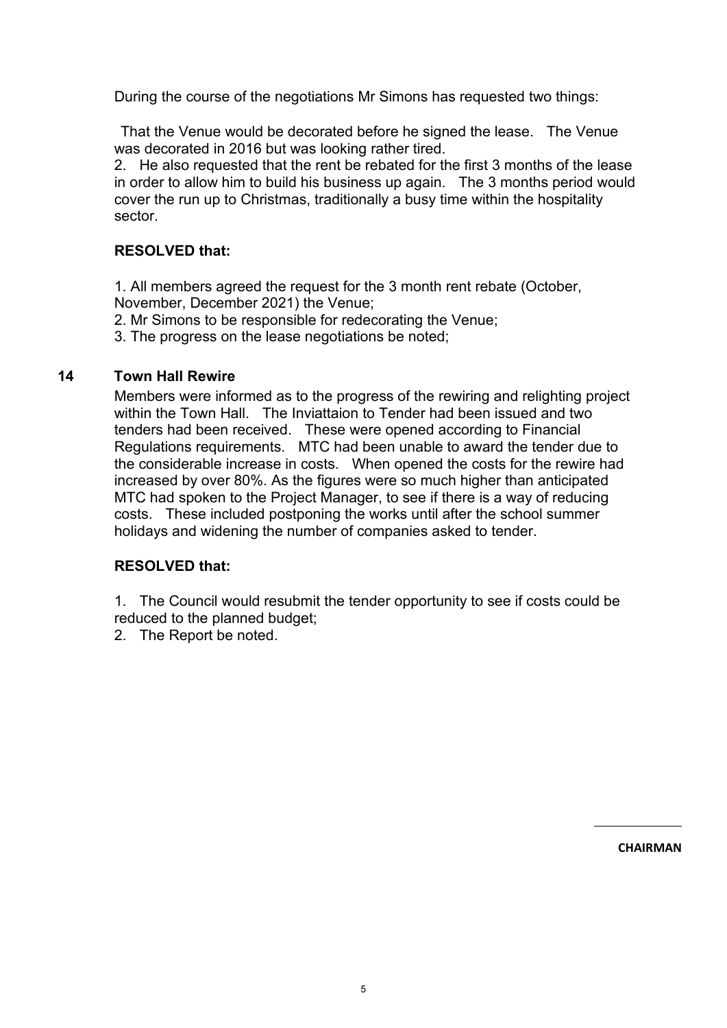During the course of the negotiations Mr Simons has requested two things:

That the Venue would be decorated before he signed the lease. The Venue was decorated in 2016 but was looking rather tired.

2. He also requested that the rent be rebated for the first 3 months of the lease in order to allow him to build his business up again. The 3 months period would cover the run up to Christmas, traditionally a busy time within the hospitality sector.

**RESOLVED that:**

1. All members agreed the request for the 3 month rent rebate (October, November, December 2021) the Venue;
2. Mr Simons to be responsible for redecorating the Venue;
3. The progress on the lease negotiations be noted;

### 14 Town Hall Rewire

Members were informed as to the progress of the rewiring and relighting project within the Town Hall. The Inviattaion to Tender had been issued and two tenders had been received. These were opened according to Financial Regulations requirements. MTC had been unable to award the tender due to the considerable increase in costs. When opened the costs for the rewire had increased by over 80%. As the figures were so much higher than anticipated MTC had spoken to the Project Manager, to see if there is a way of reducing costs. These included postponing the works until after the school summer holidays and widening the number of companies asked to tender.

**RESOLVED that:**

1. The Council would resubmit the tender opportunity to see if costs could be reduced to the planned budget;
2. The Report be noted.

**CHAIRMAN**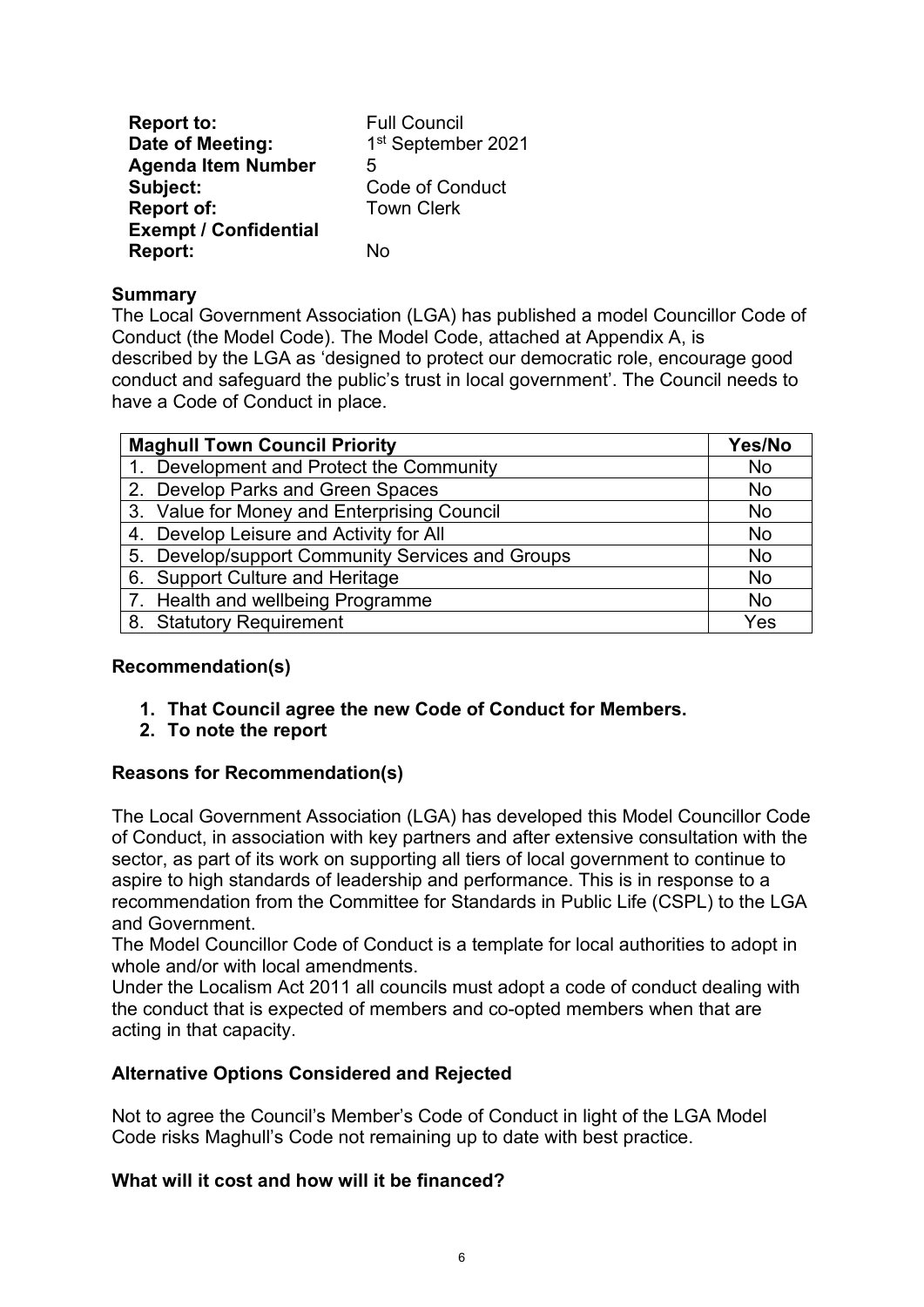| | |
|---|---|
| **Report to:** | Full Council |
| **Date of Meeting:** | 1st September 2021 |
| **Agenda Item Number** | 5 |
| **Subject:** | Code of Conduct |
| **Report of:** | Town Clerk |
| **Exempt / Confidential Report:** | No |

**Summary**

The Local Government Association (LGA) has published a model Councillor Code of Conduct (the Model Code). The Model Code, attached at Appendix A, is described by the LGA as 'designed to protect our democratic role, encourage good conduct and safeguard the public's trust in local government'. The Council needs to have a Code of Conduct in place.

| Maghull Town Council Priority | Yes/No |
|---|---|
| 1. Development and Protect the Community | No |
| 2. Develop Parks and Green Spaces | No |
| 3. Value for Money and Enterprising Council | No |
| 4. Develop Leisure and Activity for All | No |
| 5. Develop/support Community Services and Groups | No |
| 6. Support Culture and Heritage | No |
| 7. Health and wellbeing Programme | No |
| 8. Statutory Requirement | Yes |

**Recommendation(s)**

1. **That Council agree the new Code of Conduct for Members.**
2. **To note the report**

**Reasons for Recommendation(s)**

The Local Government Association (LGA) has developed this Model Councillor Code of Conduct, in association with key partners and after extensive consultation with the sector, as part of its work on supporting all tiers of local government to continue to aspire to high standards of leadership and performance. This is in response to a recommendation from the Committee for Standards in Public Life (CSPL) to the LGA and Government.

The Model Councillor Code of Conduct is a template for local authorities to adopt in whole and/or with local amendments.

Under the Localism Act 2011 all councils must adopt a code of conduct dealing with the conduct that is expected of members and co-opted members when that are acting in that capacity.

**Alternative Options Considered and Rejected**

Not to agree the Council's Member's Code of Conduct in light of the LGA Model Code risks Maghull's Code not remaining up to date with best practice.

**What will it cost and how will it be financed?**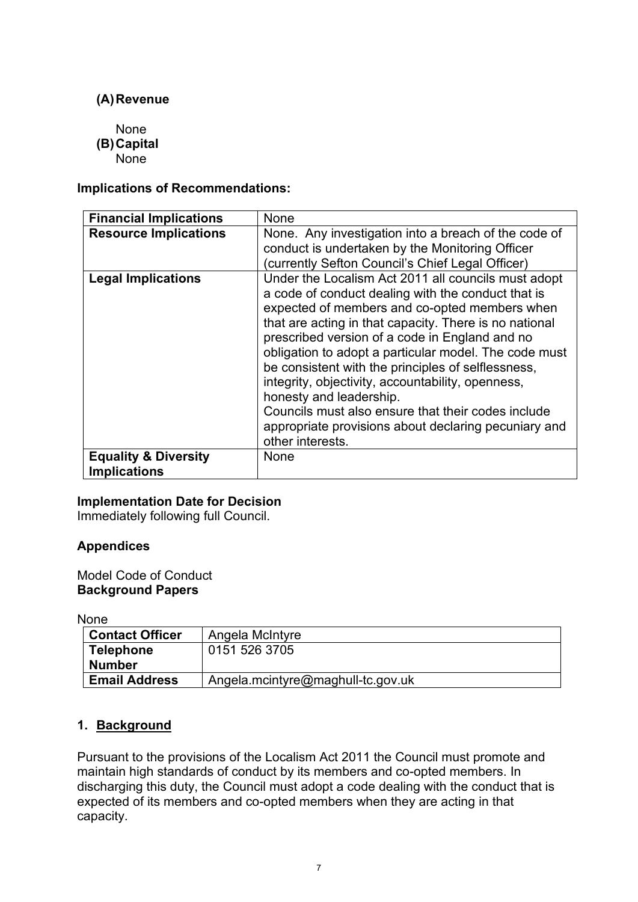**(A) Revenue**

None

**(B) Capital**

None

**Implications of Recommendations:**

| **Financial Implications** | None |
|---|---|
| **Resource Implications** | None. Any investigation into a breach of the code of conduct is undertaken by the Monitoring Officer (currently Sefton Council's Chief Legal Officer) |
| **Legal Implications** | Under the Localism Act 2011 all councils must adopt a code of conduct dealing with the conduct that is expected of members and co-opted members when that are acting in that capacity. There is no national prescribed version of a code in England and no obligation to adopt a particular model. The code must be consistent with the principles of selflessness, integrity, objectivity, accountability, openness, honesty and leadership.<br>Councils must also ensure that their codes include appropriate provisions about declaring pecuniary and other interests. |
| **Equality & Diversity Implications** | None |

**Implementation Date for Decision**
Immediately following full Council.

**Appendices**

Model Code of Conduct

**Background Papers**

None

| **Contact Officer** | Angela McIntyre |
|---|---|
| **Telephone Number** | 0151 526 3705 |
| **Email Address** | Angela.mcintyre@maghull-tc.gov.uk |

## 1. Background

Pursuant to the provisions of the Localism Act 2011 the Council must promote and maintain high standards of conduct by its members and co-opted members. In discharging this duty, the Council must adopt a code dealing with the conduct that is expected of its members and co-opted members when they are acting in that capacity.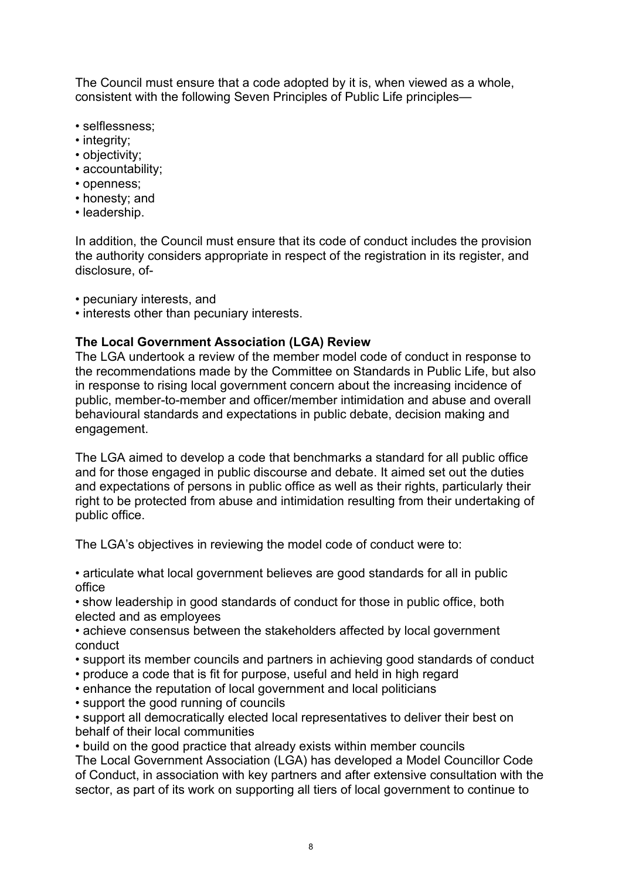The Council must ensure that a code adopted by it is, when viewed as a whole, consistent with the following Seven Principles of Public Life principles—

- selflessness;
- integrity;
- objectivity;
- accountability;
- openness;
- honesty; and
- leadership.

In addition, the Council must ensure that its code of conduct includes the provision the authority considers appropriate in respect of the registration in its register, and disclosure, of-

- pecuniary interests, and
- interests other than pecuniary interests.

**The Local Government Association (LGA) Review**

The LGA undertook a review of the member model code of conduct in response to the recommendations made by the Committee on Standards in Public Life, but also in response to rising local government concern about the increasing incidence of public, member-to-member and officer/member intimidation and abuse and overall behavioural standards and expectations in public debate, decision making and engagement.

The LGA aimed to develop a code that benchmarks a standard for all public office and for those engaged in public discourse and debate. It aimed set out the duties and expectations of persons in public office as well as their rights, particularly their right to be protected from abuse and intimidation resulting from their undertaking of public office.

The LGA's objectives in reviewing the model code of conduct were to:

- articulate what local government believes are good standards for all in public office
- show leadership in good standards of conduct for those in public office, both elected and as employees
- achieve consensus between the stakeholders affected by local government conduct
- support its member councils and partners in achieving good standards of conduct
- produce a code that is fit for purpose, useful and held in high regard
- enhance the reputation of local government and local politicians
- support the good running of councils
- support all democratically elected local representatives to deliver their best on behalf of their local communities
- build on the good practice that already exists within member councils

The Local Government Association (LGA) has developed a Model Councillor Code of Conduct, in association with key partners and after extensive consultation with the sector, as part of its work on supporting all tiers of local government to continue to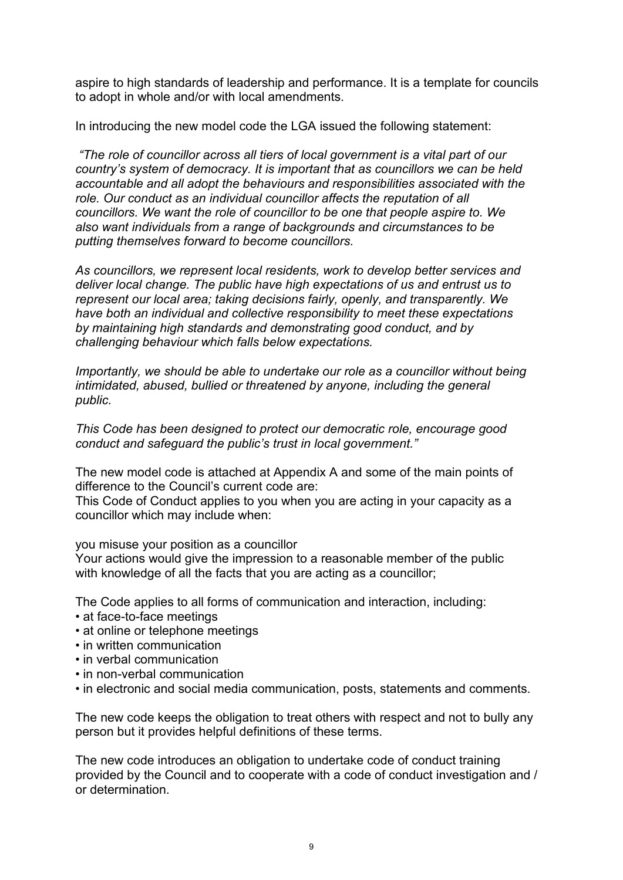aspire to high standards of leadership and performance. It is a template for councils to adopt in whole and/or with local amendments.

In introducing the new model code the LGA issued the following statement:

*"The role of councillor across all tiers of local government is a vital part of our country's system of democracy. It is important that as councillors we can be held accountable and all adopt the behaviours and responsibilities associated with the role. Our conduct as an individual councillor affects the reputation of all councillors. We want the role of councillor to be one that people aspire to. We also want individuals from a range of backgrounds and circumstances to be putting themselves forward to become councillors.*

*As councillors, we represent local residents, work to develop better services and deliver local change. The public have high expectations of us and entrust us to represent our local area; taking decisions fairly, openly, and transparently. We have both an individual and collective responsibility to meet these expectations by maintaining high standards and demonstrating good conduct, and by challenging behaviour which falls below expectations.*

*Importantly, we should be able to undertake our role as a councillor without being intimidated, abused, bullied or threatened by anyone, including the general public.*

*This Code has been designed to protect our democratic role, encourage good conduct and safeguard the public's trust in local government."*

The new model code is attached at Appendix A and some of the main points of difference to the Council's current code are:
This Code of Conduct applies to you when you are acting in your capacity as a councillor which may include when:

you misuse your position as a councillor
Your actions would give the impression to a reasonable member of the public with knowledge of all the facts that you are acting as a councillor;

The Code applies to all forms of communication and interaction, including:

- at face-to-face meetings
- at online or telephone meetings
- in written communication
- in verbal communication
- in non-verbal communication
- in electronic and social media communication, posts, statements and comments.

The new code keeps the obligation to treat others with respect and not to bully any person but it provides helpful definitions of these terms.

The new code introduces an obligation to undertake code of conduct training provided by the Council and to cooperate with a code of conduct investigation and / or determination.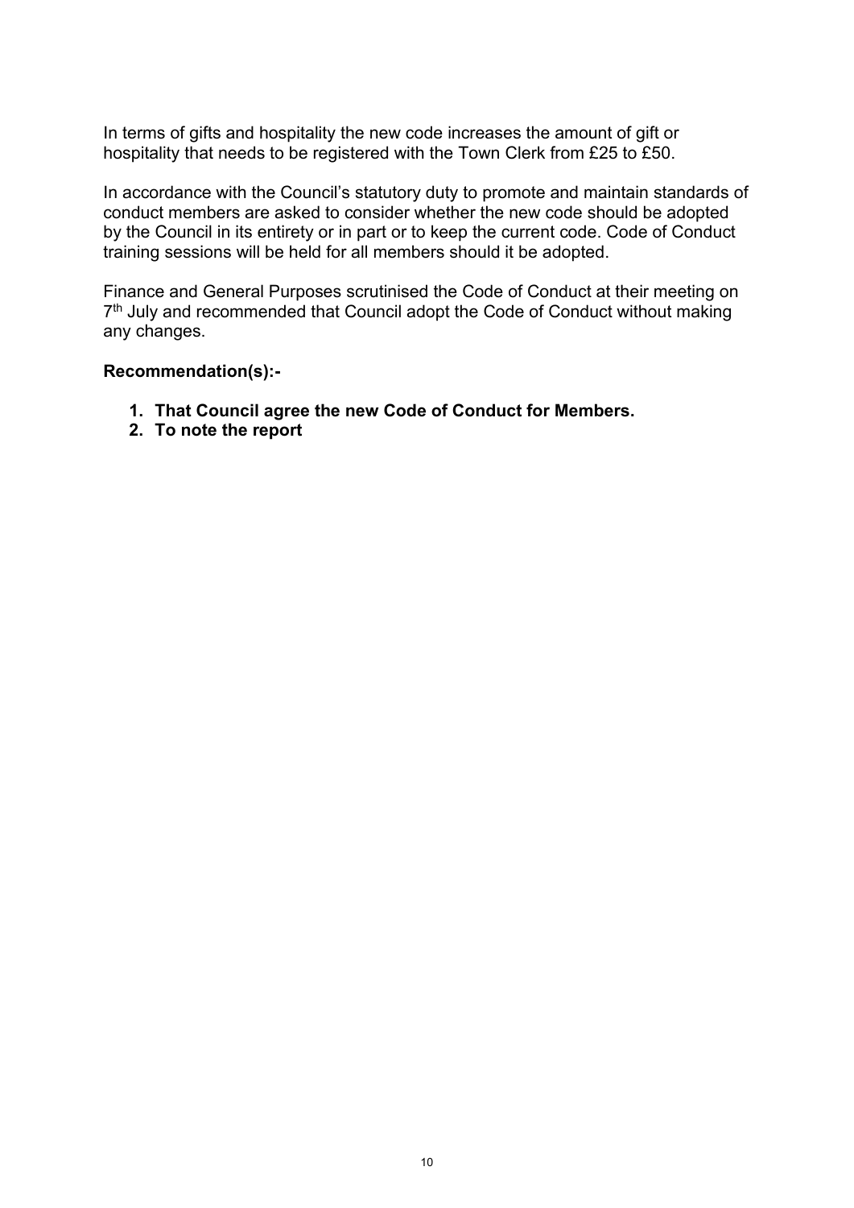In terms of gifts and hospitality the new code increases the amount of gift or hospitality that needs to be registered with the Town Clerk from £25 to £50.

In accordance with the Council's statutory duty to promote and maintain standards of conduct members are asked to consider whether the new code should be adopted by the Council in its entirety or in part or to keep the current code. Code of Conduct training sessions will be held for all members should it be adopted.

Finance and General Purposes scrutinised the Code of Conduct at their meeting on 7th July and recommended that Council adopt the Code of Conduct without making any changes.

**Recommendation(s):-**

1. **That Council agree the new Code of Conduct for Members.**
2. **To note the report**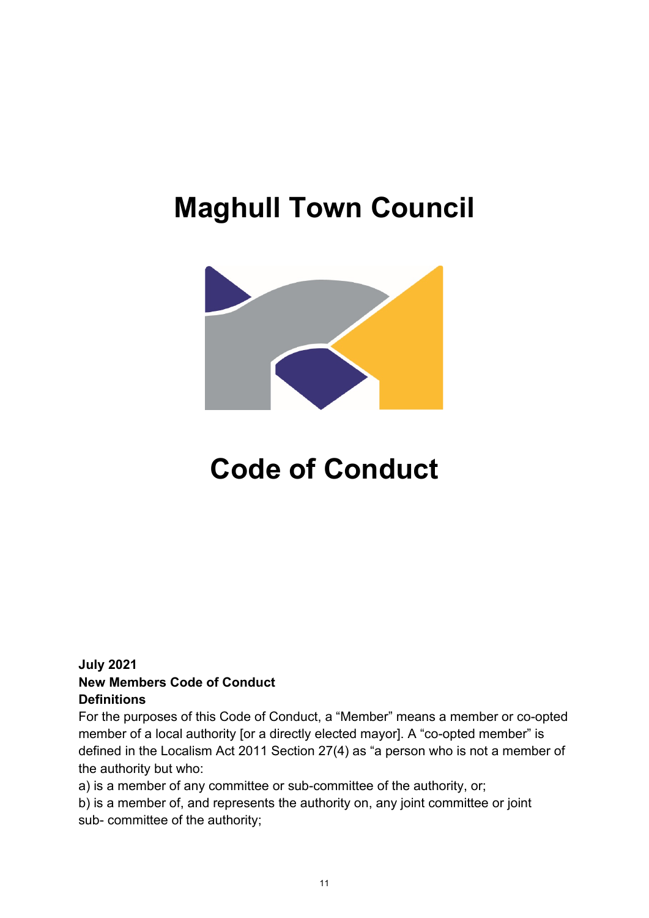# Maghull Town Council

# Code of Conduct

**July 2021**
**New Members Code of Conduct**
**Definitions**

For the purposes of this Code of Conduct, a "Member" means a member or co-opted member of a local authority [or a directly elected mayor]. A "co-opted member" is defined in the Localism Act 2011 Section 27(4) as "a person who is not a member of the authority but who:

a) is a member of any committee or sub-committee of the authority, or;

b) is a member of, and represents the authority on, any joint committee or joint sub- committee of the authority;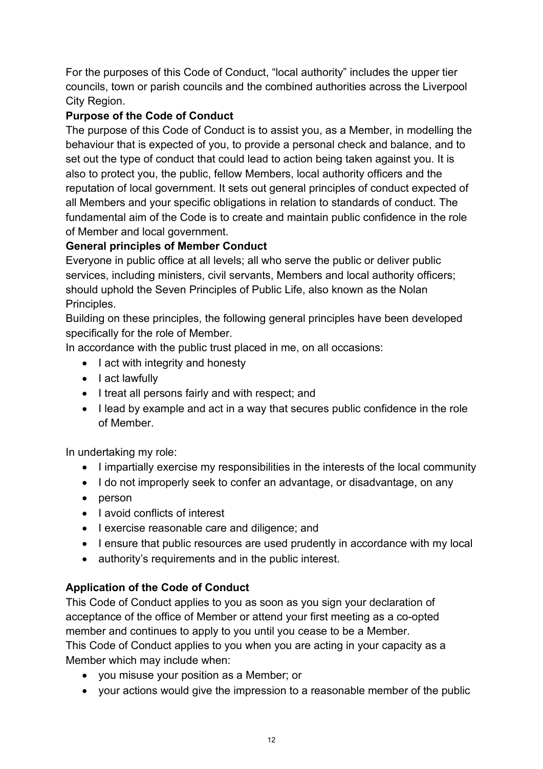For the purposes of this Code of Conduct, "local authority" includes the upper tier councils, town or parish councils and the combined authorities across the Liverpool City Region.

**Purpose of the Code of Conduct**

The purpose of this Code of Conduct is to assist you, as a Member, in modelling the behaviour that is expected of you, to provide a personal check and balance, and to set out the type of conduct that could lead to action being taken against you. It is also to protect you, the public, fellow Members, local authority officers and the reputation of local government. It sets out general principles of conduct expected of all Members and your specific obligations in relation to standards of conduct. The fundamental aim of the Code is to create and maintain public confidence in the role of Member and local government.

**General principles of Member Conduct**

Everyone in public office at all levels; all who serve the public or deliver public services, including ministers, civil servants, Members and local authority officers; should uphold the Seven Principles of Public Life, also known as the Nolan Principles.

Building on these principles, the following general principles have been developed specifically for the role of Member.

In accordance with the public trust placed in me, on all occasions:

- I act with integrity and honesty
- I act lawfully
- I treat all persons fairly and with respect; and
- I lead by example and act in a way that secures public confidence in the role of Member.

In undertaking my role:

- I impartially exercise my responsibilities in the interests of the local community
- I do not improperly seek to confer an advantage, or disadvantage, on any
- person
- I avoid conflicts of interest
- I exercise reasonable care and diligence; and
- I ensure that public resources are used prudently in accordance with my local
- authority's requirements and in the public interest.

**Application of the Code of Conduct**

This Code of Conduct applies to you as soon as you sign your declaration of acceptance of the office of Member or attend your first meeting as a co-opted member and continues to apply to you until you cease to be a Member.

This Code of Conduct applies to you when you are acting in your capacity as a Member which may include when:

- you misuse your position as a Member; or
- your actions would give the impression to a reasonable member of the public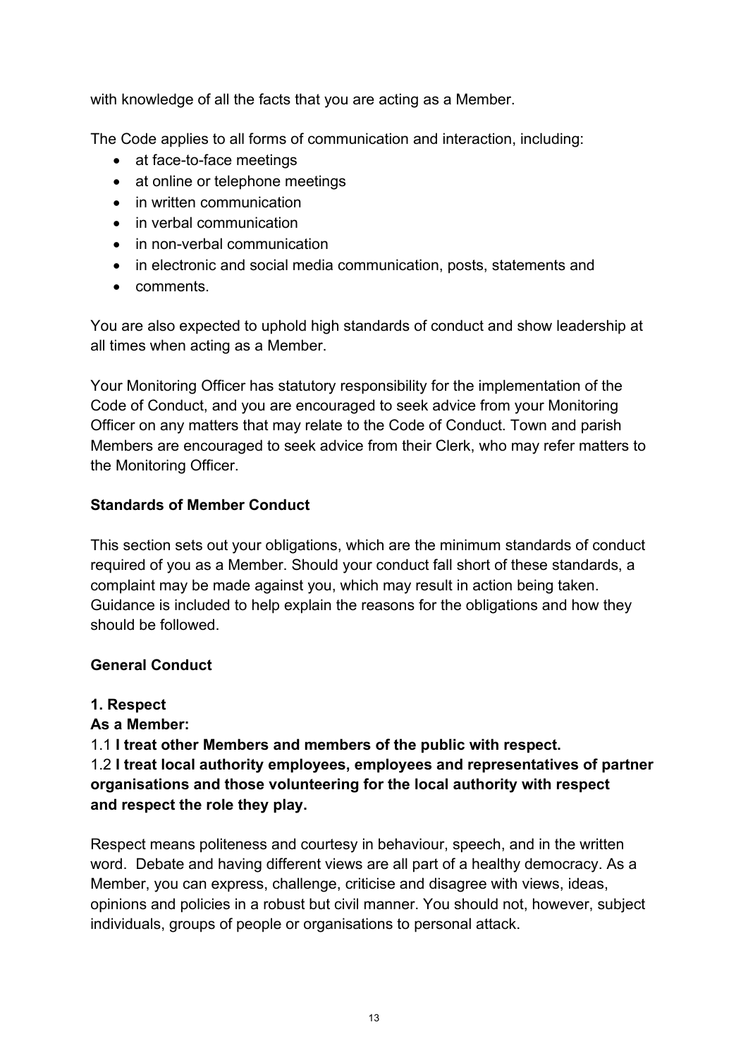with knowledge of all the facts that you are acting as a Member.

The Code applies to all forms of communication and interaction, including:

- at face-to-face meetings
- at online or telephone meetings
- in written communication
- in verbal communication
- in non-verbal communication
- in electronic and social media communication, posts, statements and
- comments.

You are also expected to uphold high standards of conduct and show leadership at all times when acting as a Member.

Your Monitoring Officer has statutory responsibility for the implementation of the Code of Conduct, and you are encouraged to seek advice from your Monitoring Officer on any matters that may relate to the Code of Conduct. Town and parish Members are encouraged to seek advice from their Clerk, who may refer matters to the Monitoring Officer.

**Standards of Member Conduct**

This section sets out your obligations, which are the minimum standards of conduct required of you as a Member. Should your conduct fall short of these standards, a complaint may be made against you, which may result in action being taken. Guidance is included to help explain the reasons for the obligations and how they should be followed.

**General Conduct**

**1. Respect**

**As a Member:**

1.1 **I treat other Members and members of the public with respect.**

1.2 **I treat local authority employees, employees and representatives of partner organisations and those volunteering for the local authority with respect and respect the role they play.**

Respect means politeness and courtesy in behaviour, speech, and in the written word. Debate and having different views are all part of a healthy democracy. As a Member, you can express, challenge, criticise and disagree with views, ideas, opinions and policies in a robust but civil manner. You should not, however, subject individuals, groups of people or organisations to personal attack.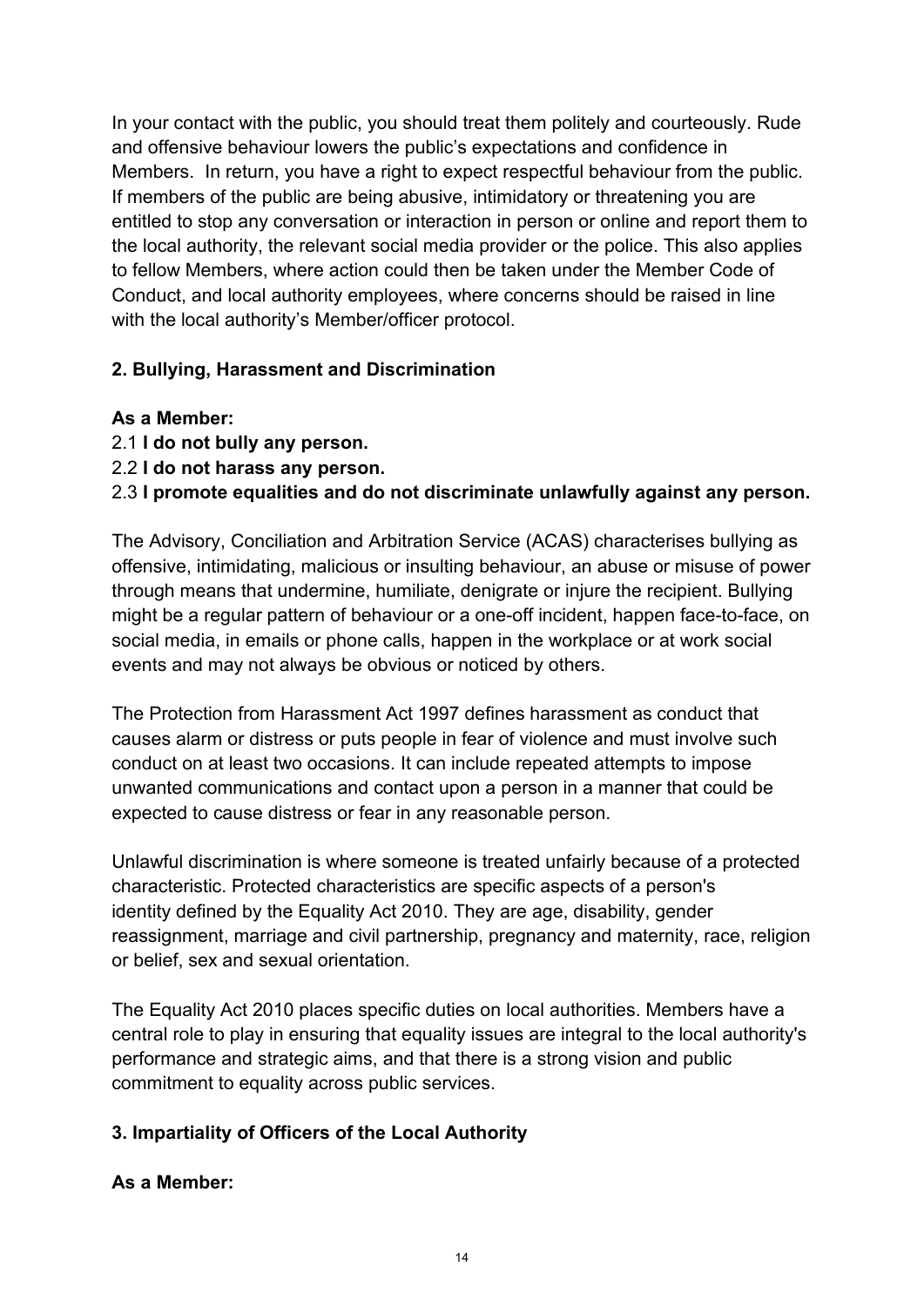In your contact with the public, you should treat them politely and courteously. Rude and offensive behaviour lowers the public's expectations and confidence in Members. In return, you have a right to expect respectful behaviour from the public. If members of the public are being abusive, intimidatory or threatening you are entitled to stop any conversation or interaction in person or online and report them to the local authority, the relevant social media provider or the police. This also applies to fellow Members, where action could then be taken under the Member Code of Conduct, and local authority employees, where concerns should be raised in line with the local authority's Member/officer protocol.

## 2. Bullying, Harassment and Discrimination

**As a Member:**

2.1 **I do not bully any person.**

2.2 **I do not harass any person.**

2.3 **I promote equalities and do not discriminate unlawfully against any person.**

The Advisory, Conciliation and Arbitration Service (ACAS) characterises bullying as offensive, intimidating, malicious or insulting behaviour, an abuse or misuse of power through means that undermine, humiliate, denigrate or injure the recipient. Bullying might be a regular pattern of behaviour or a one-off incident, happen face-to-face, on social media, in emails or phone calls, happen in the workplace or at work social events and may not always be obvious or noticed by others.

The Protection from Harassment Act 1997 defines harassment as conduct that causes alarm or distress or puts people in fear of violence and must involve such conduct on at least two occasions. It can include repeated attempts to impose unwanted communications and contact upon a person in a manner that could be expected to cause distress or fear in any reasonable person.

Unlawful discrimination is where someone is treated unfairly because of a protected characteristic. Protected characteristics are specific aspects of a person's identity defined by the Equality Act 2010. They are age, disability, gender reassignment, marriage and civil partnership, pregnancy and maternity, race, religion or belief, sex and sexual orientation.

The Equality Act 2010 places specific duties on local authorities. Members have a central role to play in ensuring that equality issues are integral to the local authority's performance and strategic aims, and that there is a strong vision and public commitment to equality across public services.

## 3. Impartiality of Officers of the Local Authority

**As a Member:**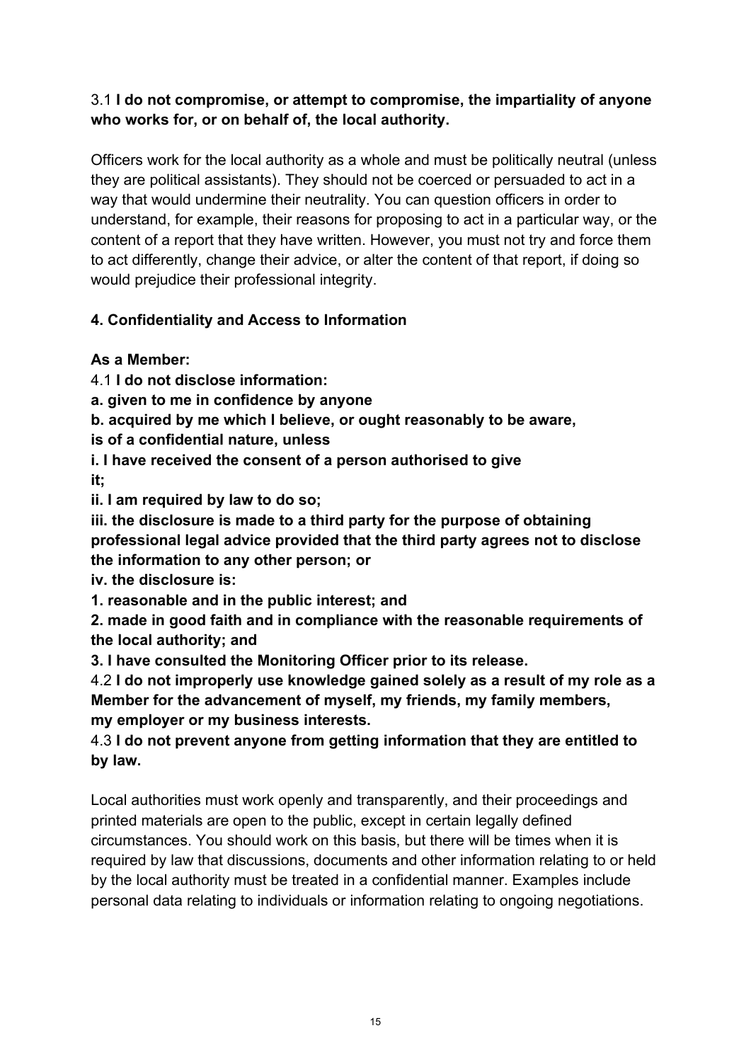3.1 **I do not compromise, or attempt to compromise, the impartiality of anyone who works for, or on behalf of, the local authority.**

Officers work for the local authority as a whole and must be politically neutral (unless they are political assistants). They should not be coerced or persuaded to act in a way that would undermine their neutrality. You can question officers in order to understand, for example, their reasons for proposing to act in a particular way, or the content of a report that they have written. However, you must not try and force them to act differently, change their advice, or alter the content of that report, if doing so would prejudice their professional integrity.

## 4. Confidentiality and Access to Information

**As a Member:**

4.1 **I do not disclose information:**

**a. given to me in confidence by anyone**

**b. acquired by me which I believe, or ought reasonably to be aware, is of a confidential nature, unless**

**i. I have received the consent of a person authorised to give it;**

**ii. I am required by law to do so;**

**iii. the disclosure is made to a third party for the purpose of obtaining professional legal advice provided that the third party agrees not to disclose the information to any other person; or**

**iv. the disclosure is:**

**1. reasonable and in the public interest; and**

**2. made in good faith and in compliance with the reasonable requirements of the local authority; and**

**3. I have consulted the Monitoring Officer prior to its release.**

4.2 **I do not improperly use knowledge gained solely as a result of my role as a Member for the advancement of myself, my friends, my family members, my employer or my business interests.**

4.3 **I do not prevent anyone from getting information that they are entitled to by law.**

Local authorities must work openly and transparently, and their proceedings and printed materials are open to the public, except in certain legally defined circumstances. You should work on this basis, but there will be times when it is required by law that discussions, documents and other information relating to or held by the local authority must be treated in a confidential manner. Examples include personal data relating to individuals or information relating to ongoing negotiations.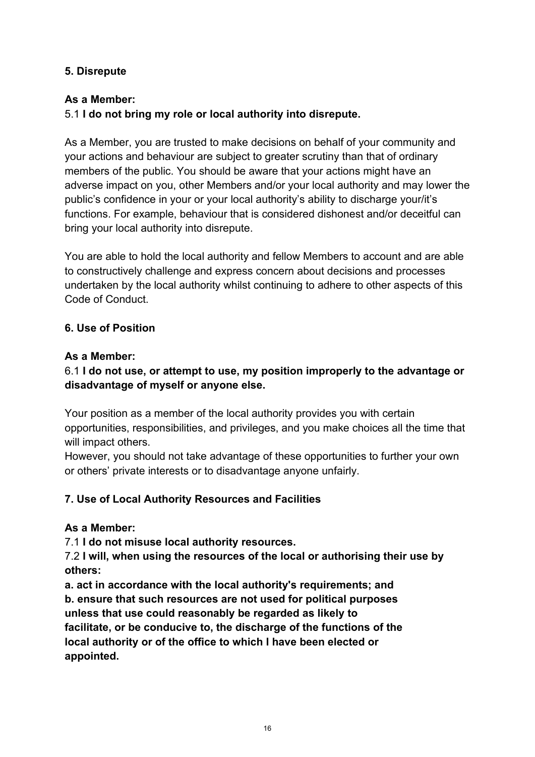### 5. Disrepute

**As a Member:**
5.1 **I do not bring my role or local authority into disrepute.**

As a Member, you are trusted to make decisions on behalf of your community and your actions and behaviour are subject to greater scrutiny than that of ordinary members of the public. You should be aware that your actions might have an adverse impact on you, other Members and/or your local authority and may lower the public's confidence in your or your local authority's ability to discharge your/it's functions. For example, behaviour that is considered dishonest and/or deceitful can bring your local authority into disrepute.

You are able to hold the local authority and fellow Members to account and are able to constructively challenge and express concern about decisions and processes undertaken by the local authority whilst continuing to adhere to other aspects of this Code of Conduct.

### 6. Use of Position

**As a Member:**
6.1 **I do not use, or attempt to use, my position improperly to the advantage or disadvantage of myself or anyone else.**

Your position as a member of the local authority provides you with certain opportunities, responsibilities, and privileges, and you make choices all the time that will impact others.
However, you should not take advantage of these opportunities to further your own or others' private interests or to disadvantage anyone unfairly.

### 7. Use of Local Authority Resources and Facilities

**As a Member:**
7.1 **I do not misuse local authority resources.**
7.2 **I will, when using the resources of the local or authorising their use by others:**
**a. act in accordance with the local authority's requirements; and**
**b. ensure that such resources are not used for political purposes unless that use could reasonably be regarded as likely to facilitate, or be conducive to, the discharge of the functions of the local authority or of the office to which I have been elected or appointed.**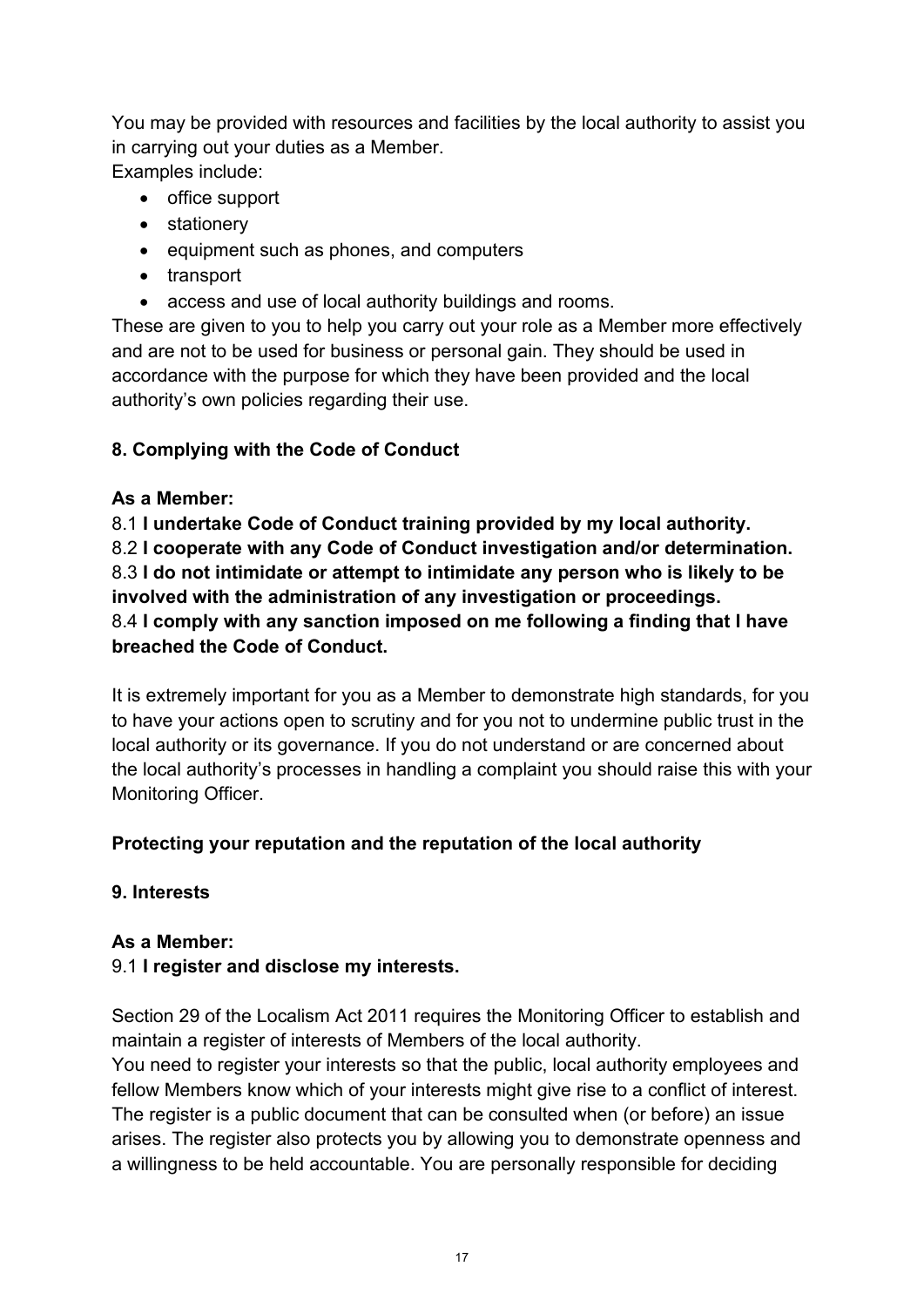You may be provided with resources and facilities by the local authority to assist you in carrying out your duties as a Member.
Examples include:

- office support
- stationery
- equipment such as phones, and computers
- transport
- access and use of local authority buildings and rooms.

These are given to you to help you carry out your role as a Member more effectively and are not to be used for business or personal gain. They should be used in accordance with the purpose for which they have been provided and the local authority's own policies regarding their use.

### 8. Complying with the Code of Conduct

**As a Member:**

8.1 **I undertake Code of Conduct training provided by my local authority.**
8.2 **I cooperate with any Code of Conduct investigation and/or determination.**
8.3 **I do not intimidate or attempt to intimidate any person who is likely to be involved with the administration of any investigation or proceedings.**
8.4 **I comply with any sanction imposed on me following a finding that I have breached the Code of Conduct.**

It is extremely important for you as a Member to demonstrate high standards, for you to have your actions open to scrutiny and for you not to undermine public trust in the local authority or its governance. If you do not understand or are concerned about the local authority's processes in handling a complaint you should raise this with your Monitoring Officer.

## Protecting your reputation and the reputation of the local authority

### 9. Interests

**As a Member:**

9.1 **I register and disclose my interests.**

Section 29 of the Localism Act 2011 requires the Monitoring Officer to establish and maintain a register of interests of Members of the local authority.
You need to register your interests so that the public, local authority employees and fellow Members know which of your interests might give rise to a conflict of interest. The register is a public document that can be consulted when (or before) an issue arises. The register also protects you by allowing you to demonstrate openness and a willingness to be held accountable. You are personally responsible for deciding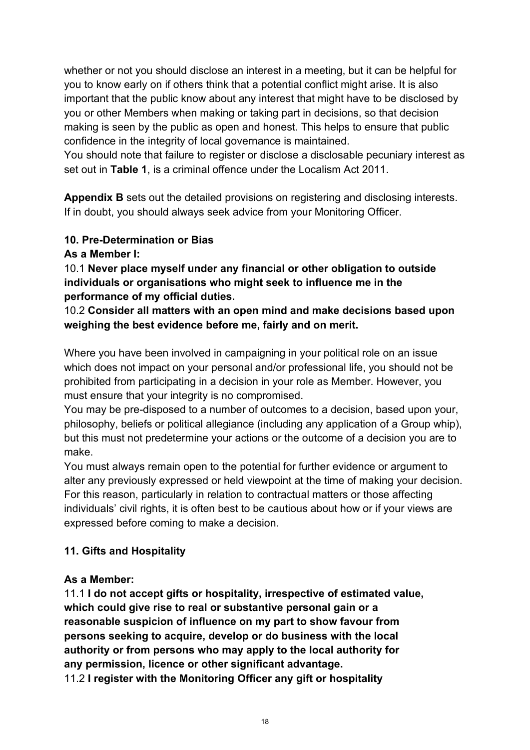whether or not you should disclose an interest in a meeting, but it can be helpful for you to know early on if others think that a potential conflict might arise. It is also important that the public know about any interest that might have to be disclosed by you or other Members when making or taking part in decisions, so that decision making is seen by the public as open and honest. This helps to ensure that public confidence in the integrity of local governance is maintained.

You should note that failure to register or disclose a disclosable pecuniary interest as set out in **Table 1**, is a criminal offence under the Localism Act 2011.

**Appendix B** sets out the detailed provisions on registering and disclosing interests. If in doubt, you should always seek advice from your Monitoring Officer.

### 10. Pre-Determination or Bias

**As a Member I:**

10.1 **Never place myself under any financial or other obligation to outside individuals or organisations who might seek to influence me in the performance of my official duties.**

10.2 **Consider all matters with an open mind and make decisions based upon weighing the best evidence before me, fairly and on merit.**

Where you have been involved in campaigning in your political role on an issue which does not impact on your personal and/or professional life, you should not be prohibited from participating in a decision in your role as Member. However, you must ensure that your integrity is no compromised.

You may be pre-disposed to a number of outcomes to a decision, based upon your, philosophy, beliefs or political allegiance (including any application of a Group whip), but this must not predetermine your actions or the outcome of a decision you are to make.

You must always remain open to the potential for further evidence or argument to alter any previously expressed or held viewpoint at the time of making your decision. For this reason, particularly in relation to contractual matters or those affecting individuals' civil rights, it is often best to be cautious about how or if your views are expressed before coming to make a decision.

### 11. Gifts and Hospitality

**As a Member:**

11.1 **I do not accept gifts or hospitality, irrespective of estimated value, which could give rise to real or substantive personal gain or a reasonable suspicion of influence on my part to show favour from persons seeking to acquire, develop or do business with the local authority or from persons who may apply to the local authority for any permission, licence or other significant advantage.**

11.2 **I register with the Monitoring Officer any gift or hospitality**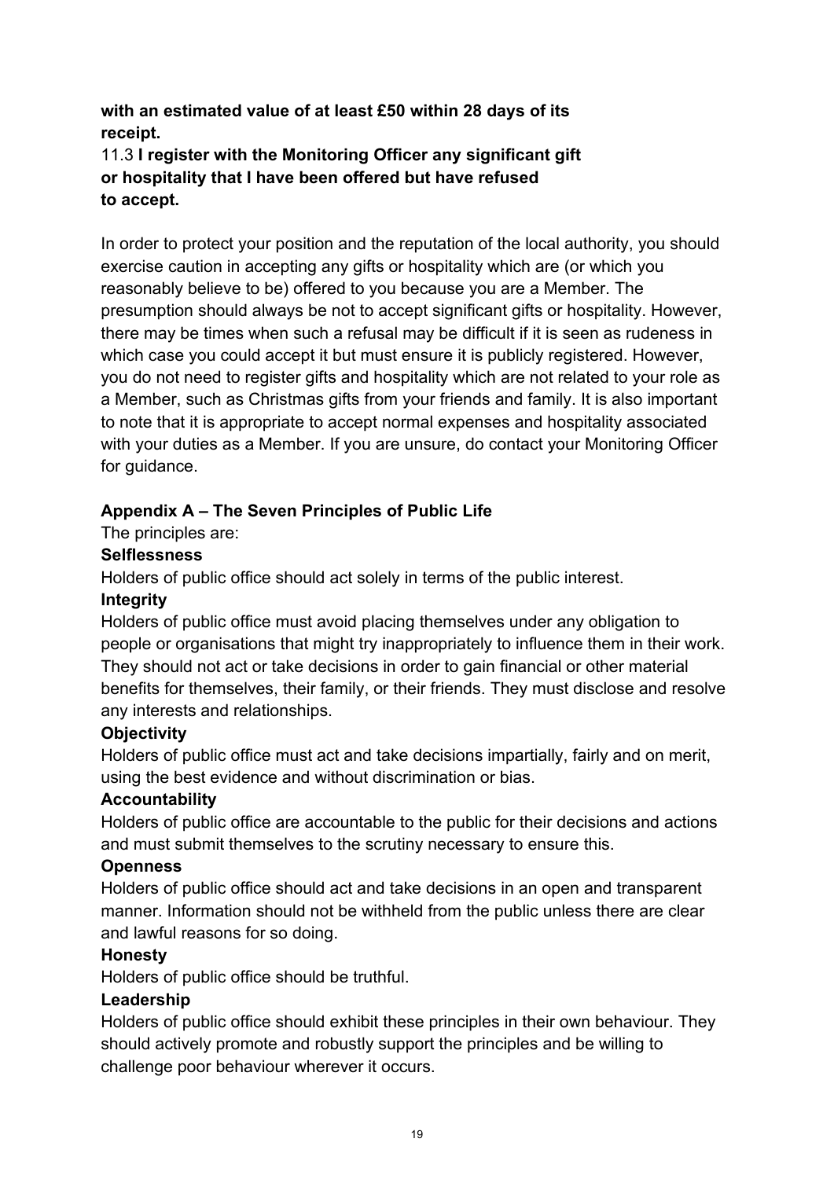**with an estimated value of at least £50 within 28 days of its receipt.**

11.3 **I register with the Monitoring Officer any significant gift or hospitality that I have been offered but have refused to accept.**

In order to protect your position and the reputation of the local authority, you should exercise caution in accepting any gifts or hospitality which are (or which you reasonably believe to be) offered to you because you are a Member. The presumption should always be not to accept significant gifts or hospitality. However, there may be times when such a refusal may be difficult if it is seen as rudeness in which case you could accept it but must ensure it is publicly registered. However, you do not need to register gifts and hospitality which are not related to your role as a Member, such as Christmas gifts from your friends and family. It is also important to note that it is appropriate to accept normal expenses and hospitality associated with your duties as a Member. If you are unsure, do contact your Monitoring Officer for guidance.

## Appendix A – The Seven Principles of Public Life

The principles are:

**Selflessness**

Holders of public office should act solely in terms of the public interest.

**Integrity**

Holders of public office must avoid placing themselves under any obligation to people or organisations that might try inappropriately to influence them in their work. They should not act or take decisions in order to gain financial or other material benefits for themselves, their family, or their friends. They must disclose and resolve any interests and relationships.

**Objectivity**

Holders of public office must act and take decisions impartially, fairly and on merit, using the best evidence and without discrimination or bias.

**Accountability**

Holders of public office are accountable to the public for their decisions and actions and must submit themselves to the scrutiny necessary to ensure this.

**Openness**

Holders of public office should act and take decisions in an open and transparent manner. Information should not be withheld from the public unless there are clear and lawful reasons for so doing.

**Honesty**

Holders of public office should be truthful.

**Leadership**

Holders of public office should exhibit these principles in their own behaviour. They should actively promote and robustly support the principles and be willing to challenge poor behaviour wherever it occurs.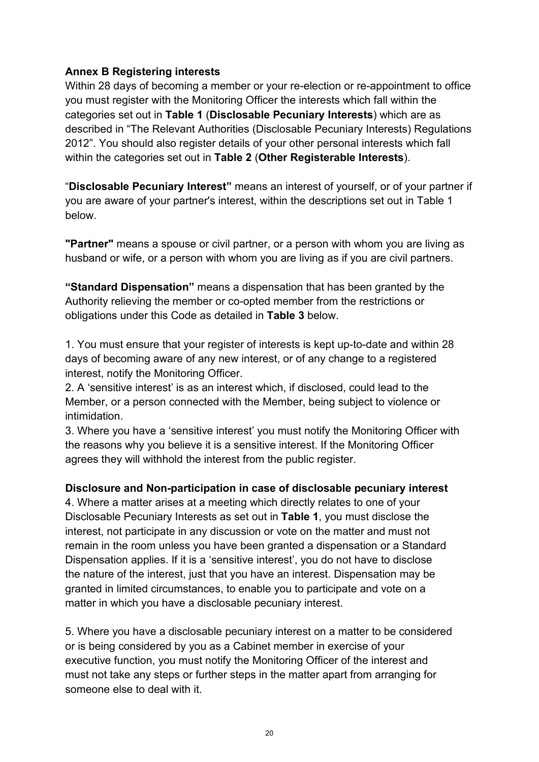**Annex B Registering interests**

Within 28 days of becoming a member or your re-election or re-appointment to office you must register with the Monitoring Officer the interests which fall within the categories set out in **Table 1** (**Disclosable Pecuniary Interests**) which are as described in "The Relevant Authorities (Disclosable Pecuniary Interests) Regulations 2012". You should also register details of your other personal interests which fall within the categories set out in **Table 2** (**Other Registerable Interests**).

"**Disclosable Pecuniary Interest"** means an interest of yourself, or of your partner if you are aware of your partner's interest, within the descriptions set out in Table 1 below.

**"Partner"** means a spouse or civil partner, or a person with whom you are living as husband or wife, or a person with whom you are living as if you are civil partners.

**"Standard Dispensation"** means a dispensation that has been granted by the Authority relieving the member or co-opted member from the restrictions or obligations under this Code as detailed in **Table 3** below.

1. You must ensure that your register of interests is kept up-to-date and within 28 days of becoming aware of any new interest, or of any change to a registered interest, notify the Monitoring Officer.
2. A 'sensitive interest' is as an interest which, if disclosed, could lead to the Member, or a person connected with the Member, being subject to violence or intimidation.
3. Where you have a 'sensitive interest' you must notify the Monitoring Officer with the reasons why you believe it is a sensitive interest. If the Monitoring Officer agrees they will withhold the interest from the public register.

**Disclosure and Non-participation in case of disclosable pecuniary interest**

4. Where a matter arises at a meeting which directly relates to one of your Disclosable Pecuniary Interests as set out in **Table 1**, you must disclose the interest, not participate in any discussion or vote on the matter and must not remain in the room unless you have been granted a dispensation or a Standard Dispensation applies. If it is a 'sensitive interest', you do not have to disclose the nature of the interest, just that you have an interest. Dispensation may be granted in limited circumstances, to enable you to participate and vote on a matter in which you have a disclosable pecuniary interest.

5. Where you have a disclosable pecuniary interest on a matter to be considered or is being considered by you as a Cabinet member in exercise of your executive function, you must notify the Monitoring Officer of the interest and must not take any steps or further steps in the matter apart from arranging for someone else to deal with it.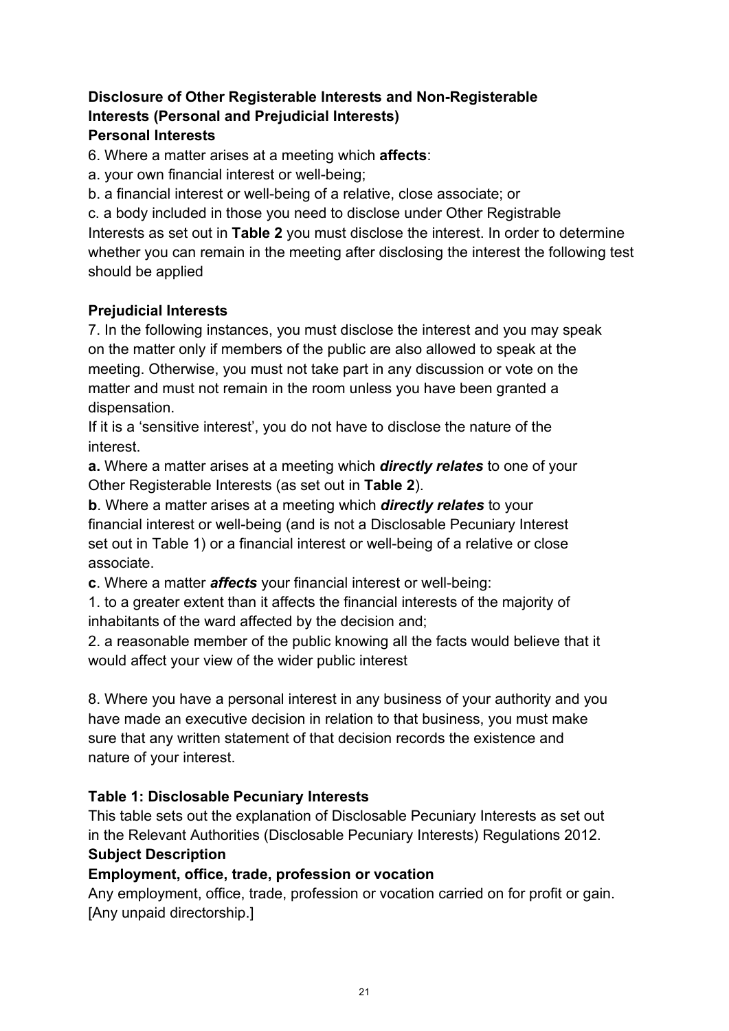**Disclosure of Other Registerable Interests and Non-Registerable Interests (Personal and Prejudicial Interests)**

**Personal Interests**

6. Where a matter arises at a meeting which **affects**:

a. your own financial interest or well-being;

b. a financial interest or well-being of a relative, close associate; or

c. a body included in those you need to disclose under Other Registrable Interests as set out in **Table 2** you must disclose the interest. In order to determine whether you can remain in the meeting after disclosing the interest the following test should be applied

**Prejudicial Interests**

7. In the following instances, you must disclose the interest and you may speak on the matter only if members of the public are also allowed to speak at the meeting. Otherwise, you must not take part in any discussion or vote on the matter and must not remain in the room unless you have been granted a dispensation.

If it is a 'sensitive interest', you do not have to disclose the nature of the interest.

**a.** Where a matter arises at a meeting which ***directly relates*** to one of your Other Registerable Interests (as set out in **Table 2**).

**b**. Where a matter arises at a meeting which ***directly relates*** to your financial interest or well-being (and is not a Disclosable Pecuniary Interest set out in Table 1) or a financial interest or well-being of a relative or close associate.

**c**. Where a matter ***affects*** your financial interest or well-being:

1. to a greater extent than it affects the financial interests of the majority of inhabitants of the ward affected by the decision and;

2. a reasonable member of the public knowing all the facts would believe that it would affect your view of the wider public interest

8. Where you have a personal interest in any business of your authority and you have made an executive decision in relation to that business, you must make sure that any written statement of that decision records the existence and nature of your interest.

**Table 1: Disclosable Pecuniary Interests**

This table sets out the explanation of Disclosable Pecuniary Interests as set out in the Relevant Authorities (Disclosable Pecuniary Interests) Regulations 2012.

| Subject | Description |
|---|---|
| **Employment, office, trade, profession or vocation** | Any employment, office, trade, profession or vocation carried on for profit or gain. [Any unpaid directorship.] |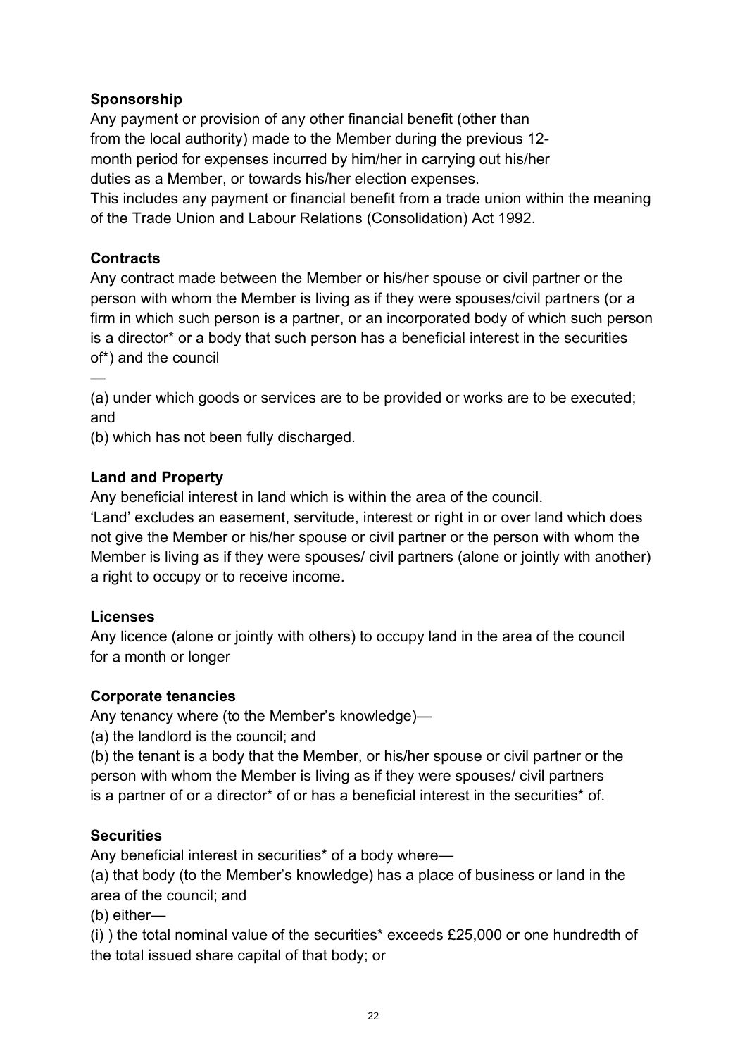**Sponsorship**

Any payment or provision of any other financial benefit (other than from the local authority) made to the Member during the previous 12-month period for expenses incurred by him/her in carrying out his/her duties as a Member, or towards his/her election expenses.

This includes any payment or financial benefit from a trade union within the meaning of the Trade Union and Labour Relations (Consolidation) Act 1992.

**Contracts**

Any contract made between the Member or his/her spouse or civil partner or the person with whom the Member is living as if they were spouses/civil partners (or a firm in which such person is a partner, or an incorporated body of which such person is a director* or a body that such person has a beneficial interest in the securities of*) and the council

—

(a) under which goods or services are to be provided or works are to be executed; and

(b) which has not been fully discharged.

**Land and Property**

Any beneficial interest in land which is within the area of the council.

'Land' excludes an easement, servitude, interest or right in or over land which does not give the Member or his/her spouse or civil partner or the person with whom the Member is living as if they were spouses/ civil partners (alone or jointly with another) a right to occupy or to receive income.

**Licenses**

Any licence (alone or jointly with others) to occupy land in the area of the council for a month or longer

**Corporate tenancies**

Any tenancy where (to the Member's knowledge)—

(a) the landlord is the council; and

(b) the tenant is a body that the Member, or his/her spouse or civil partner or the person with whom the Member is living as if they were spouses/ civil partners is a partner of or a director* of or has a beneficial interest in the securities* of.

**Securities**

Any beneficial interest in securities* of a body where—

(a) that body (to the Member's knowledge) has a place of business or land in the area of the council; and

(b) either—

(i) ) the total nominal value of the securities* exceeds £25,000 or one hundredth of the total issued share capital of that body; or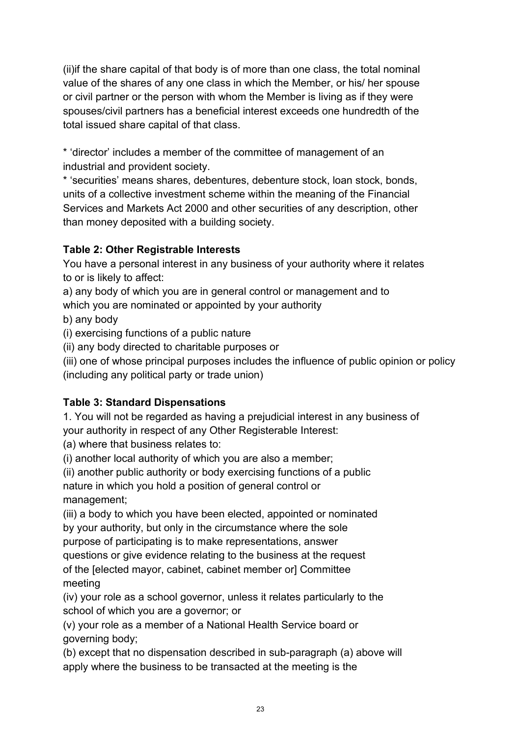(ii)if the share capital of that body is of more than one class, the total nominal value of the shares of any one class in which the Member, or his/ her spouse or civil partner or the person with whom the Member is living as if they were spouses/civil partners has a beneficial interest exceeds one hundredth of the total issued share capital of that class.

* 'director' includes a member of the committee of management of an industrial and provident society.
* 'securities' means shares, debentures, debenture stock, loan stock, bonds, units of a collective investment scheme within the meaning of the Financial Services and Markets Act 2000 and other securities of any description, other than money deposited with a building society.

**Table 2: Other Registrable Interests**

You have a personal interest in any business of your authority where it relates to or is likely to affect:

a) any body of which you are in general control or management and to which you are nominated or appointed by your authority

b) any body

(i) exercising functions of a public nature

(ii) any body directed to charitable purposes or

(iii) one of whose principal purposes includes the influence of public opinion or policy (including any political party or trade union)

**Table 3: Standard Dispensations**

1. You will not be regarded as having a prejudicial interest in any business of your authority in respect of any Other Registerable Interest:

(a) where that business relates to:

(i) another local authority of which you are also a member;

(ii) another public authority or body exercising functions of a public nature in which you hold a position of general control or management;

(iii) a body to which you have been elected, appointed or nominated by your authority, but only in the circumstance where the sole purpose of participating is to make representations, answer questions or give evidence relating to the business at the request of the [elected mayor, cabinet, cabinet member or] Committee meeting

(iv) your role as a school governor, unless it relates particularly to the school of which you are a governor; or

(v) your role as a member of a National Health Service board or governing body;

(b) except that no dispensation described in sub-paragraph (a) above will apply where the business to be transacted at the meeting is the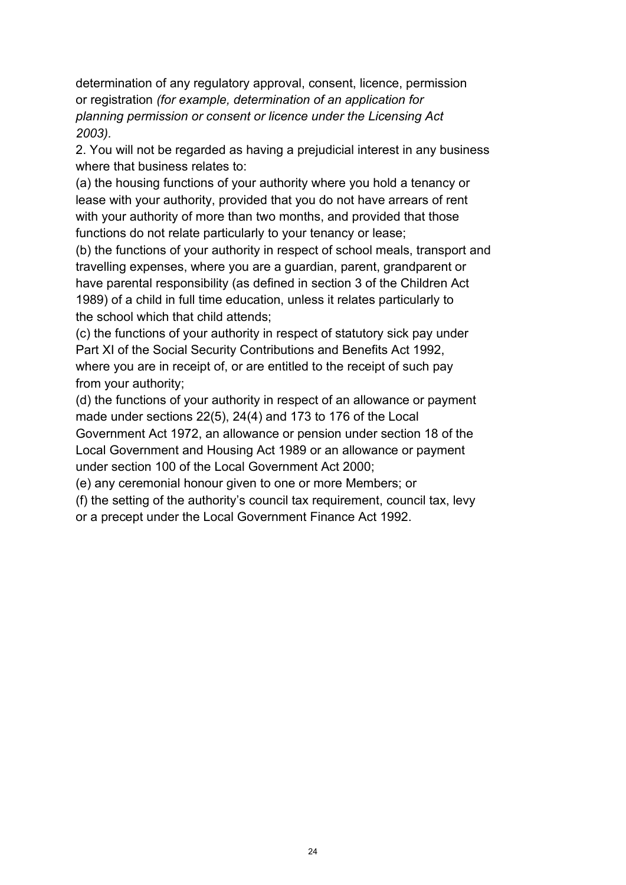determination of any regulatory approval, consent, licence, permission or registration *(for example, determination of an application for planning permission or consent or licence under the Licensing Act 2003).*

2. You will not be regarded as having a prejudicial interest in any business where that business relates to:

(a) the housing functions of your authority where you hold a tenancy or lease with your authority, provided that you do not have arrears of rent with your authority of more than two months, and provided that those functions do not relate particularly to your tenancy or lease;

(b) the functions of your authority in respect of school meals, transport and travelling expenses, where you are a guardian, parent, grandparent or have parental responsibility (as defined in section 3 of the Children Act 1989) of a child in full time education, unless it relates particularly to the school which that child attends;

(c) the functions of your authority in respect of statutory sick pay under Part XI of the Social Security Contributions and Benefits Act 1992, where you are in receipt of, or are entitled to the receipt of such pay from your authority;

(d) the functions of your authority in respect of an allowance or payment made under sections 22(5), 24(4) and 173 to 176 of the Local Government Act 1972, an allowance or pension under section 18 of the Local Government and Housing Act 1989 or an allowance or payment under section 100 of the Local Government Act 2000;

(e) any ceremonial honour given to one or more Members; or

(f) the setting of the authority's council tax requirement, council tax, levy or a precept under the Local Government Finance Act 1992.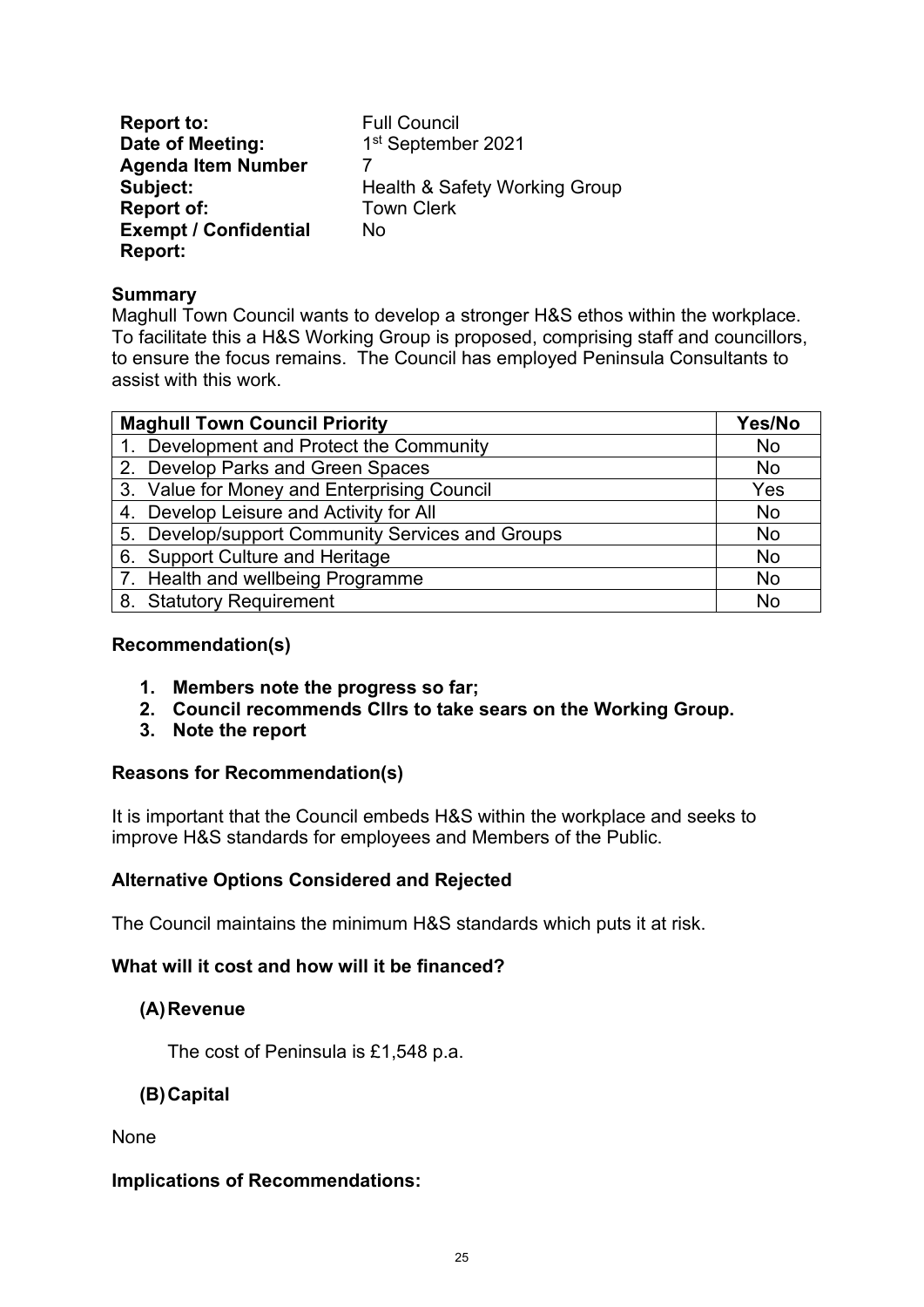**Report to:** Full Council
**Date of Meeting:** 1st September 2021
**Agenda Item Number** 7
**Subject:** Health & Safety Working Group
**Report of:** Town Clerk
**Exempt / Confidential Report:** No

**Summary**

Maghull Town Council wants to develop a stronger H&S ethos within the workplace. To facilitate this a H&S Working Group is proposed, comprising staff and councillors, to ensure the focus remains. The Council has employed Peninsula Consultants to assist with this work.

| Maghull Town Council Priority | Yes/No |
| --- | --- |
| 1. Development and Protect the Community | No |
| 2. Develop Parks and Green Spaces | No |
| 3. Value for Money and Enterprising Council | Yes |
| 4. Develop Leisure and Activity for All | No |
| 5. Develop/support Community Services and Groups | No |
| 6. Support Culture and Heritage | No |
| 7. Health and wellbeing Programme | No |
| 8. Statutory Requirement | No |

**Recommendation(s)**

1. **Members note the progress so far;**
2. **Council recommends Cllrs to take sears on the Working Group.**
3. **Note the report**

**Reasons for Recommendation(s)**

It is important that the Council embeds H&S within the workplace and seeks to improve H&S standards for employees and Members of the Public.

**Alternative Options Considered and Rejected**

The Council maintains the minimum H&S standards which puts it at risk.

**What will it cost and how will it be financed?**

**(A) Revenue**

The cost of Peninsula is £1,548 p.a.

**(B) Capital**

None

**Implications of Recommendations:**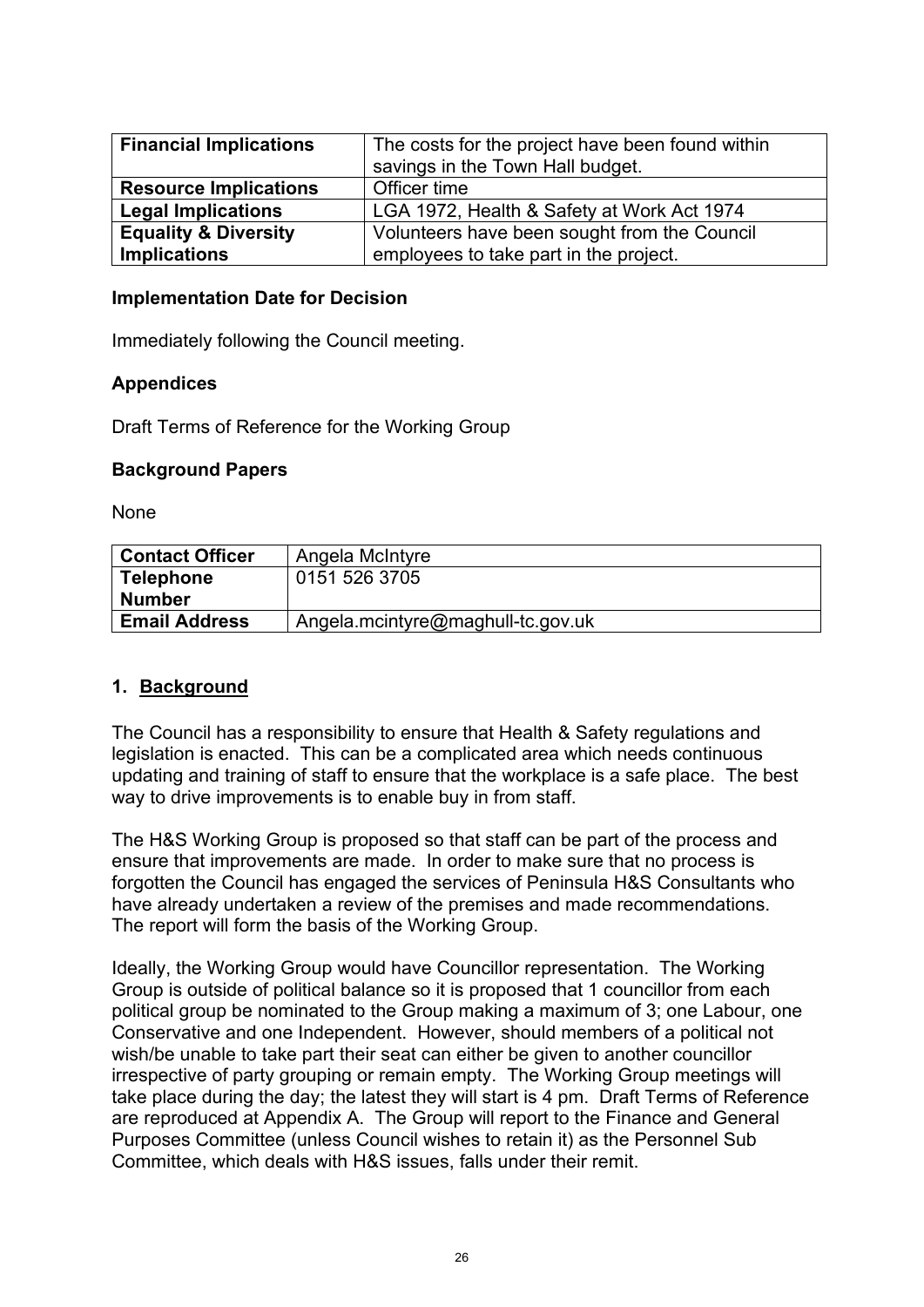| **Financial Implications** | The costs for the project have been found within savings in the Town Hall budget. |
| --- | --- |
| **Resource Implications** | Officer time |
| **Legal Implications** | LGA 1972, Health & Safety at Work Act 1974 |
| **Equality & Diversity Implications** | Volunteers have been sought from the Council employees to take part in the project. |

**Implementation Date for Decision**

Immediately following the Council meeting.

**Appendices**

Draft Terms of Reference for the Working Group

**Background Papers**

None

| **Contact Officer** | Angela McIntyre |
| --- | --- |
| **Telephone Number** | 0151 526 3705 |
| **Email Address** | Angela.mcintyre@maghull-tc.gov.uk |

## 1. Background

The Council has a responsibility to ensure that Health & Safety regulations and legislation is enacted. This can be a complicated area which needs continuous updating and training of staff to ensure that the workplace is a safe place. The best way to drive improvements is to enable buy in from staff.

The H&S Working Group is proposed so that staff can be part of the process and ensure that improvements are made. In order to make sure that no process is forgotten the Council has engaged the services of Peninsula H&S Consultants who have already undertaken a review of the premises and made recommendations. The report will form the basis of the Working Group.

Ideally, the Working Group would have Councillor representation. The Working Group is outside of political balance so it is proposed that 1 councillor from each political group be nominated to the Group making a maximum of 3; one Labour, one Conservative and one Independent. However, should members of a political not wish/be unable to take part their seat can either be given to another councillor irrespective of party grouping or remain empty. The Working Group meetings will take place during the day; the latest they will start is 4 pm. Draft Terms of Reference are reproduced at Appendix A. The Group will report to the Finance and General Purposes Committee (unless Council wishes to retain it) as the Personnel Sub Committee, which deals with H&S issues, falls under their remit.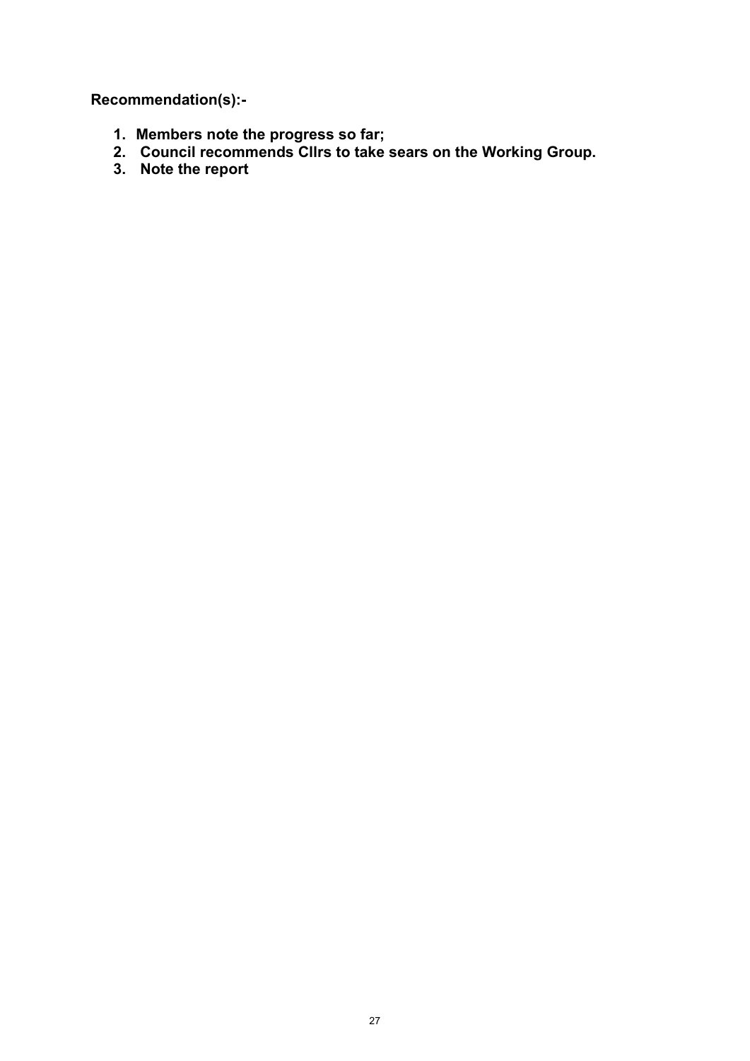**Recommendation(s):-**

1. **Members note the progress so far;**
2. **Council recommends Cllrs to take sears on the Working Group.**
3. **Note the report**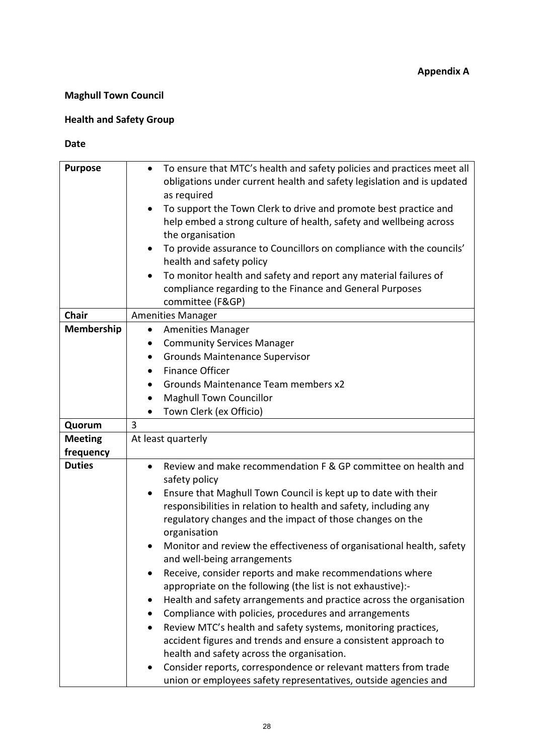**Appendix A**

**Maghull Town Council**

**Health and Safety Group**

**Date**

| | |
|---|---|
| **Purpose** | • To ensure that MTC's health and safety policies and practices meet all obligations under current health and safety legislation and is updated as required<br>• To support the Town Clerk to drive and promote best practice and help embed a strong culture of health, safety and wellbeing across the organisation<br>• To provide assurance to Councillors on compliance with the councils' health and safety policy<br>• To monitor health and safety and report any material failures of compliance regarding to the Finance and General Purposes committee (F&GP) |
| **Chair** | Amenities Manager |
| **Membership** | • Amenities Manager<br>• Community Services Manager<br>• Grounds Maintenance Supervisor<br>• Finance Officer<br>• Grounds Maintenance Team members x2<br>• Maghull Town Councillor<br>• Town Clerk (ex Officio) |
| **Quorum** | 3 |
| **Meeting frequency** | At least quarterly |
| **Duties** | • Review and make recommendation F & GP committee on health and safety policy<br>• Ensure that Maghull Town Council is kept up to date with their responsibilities in relation to health and safety, including any regulatory changes and the impact of those changes on the organisation<br>• Monitor and review the effectiveness of organisational health, safety and well-being arrangements<br>• Receive, consider reports and make recommendations where appropriate on the following (the list is not exhaustive):-<br>• Health and safety arrangements and practice across the organisation<br>• Compliance with policies, procedures and arrangements<br>• Review MTC's health and safety systems, monitoring practices, accident figures and trends and ensure a consistent approach to health and safety across the organisation.<br>• Consider reports, correspondence or relevant matters from trade union or employees safety representatives, outside agencies and |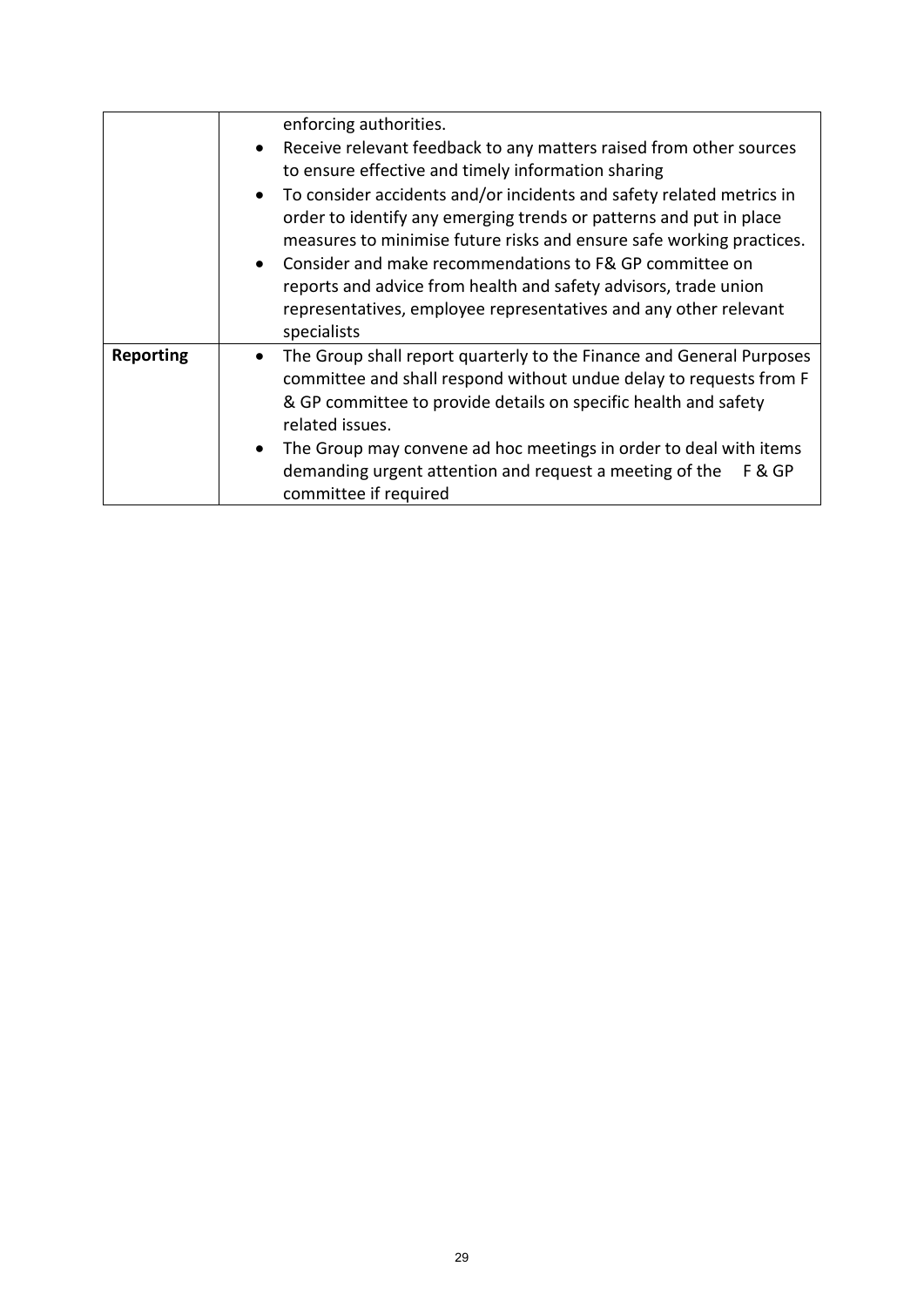| | |
|---|---|
| | enforcing authorities.<br>• Receive relevant feedback to any matters raised from other sources to ensure effective and timely information sharing<br>• To consider accidents and/or incidents and safety related metrics in order to identify any emerging trends or patterns and put in place measures to minimise future risks and ensure safe working practices.<br>• Consider and make recommendations to F& GP committee on reports and advice from health and safety advisors, trade union representatives, employee representatives and any other relevant specialists |
| **Reporting** | • The Group shall report quarterly to the Finance and General Purposes committee and shall respond without undue delay to requests from F & GP committee to provide details on specific health and safety related issues.<br>• The Group may convene ad hoc meetings in order to deal with items demanding urgent attention and request a meeting of the F & GP committee if required |